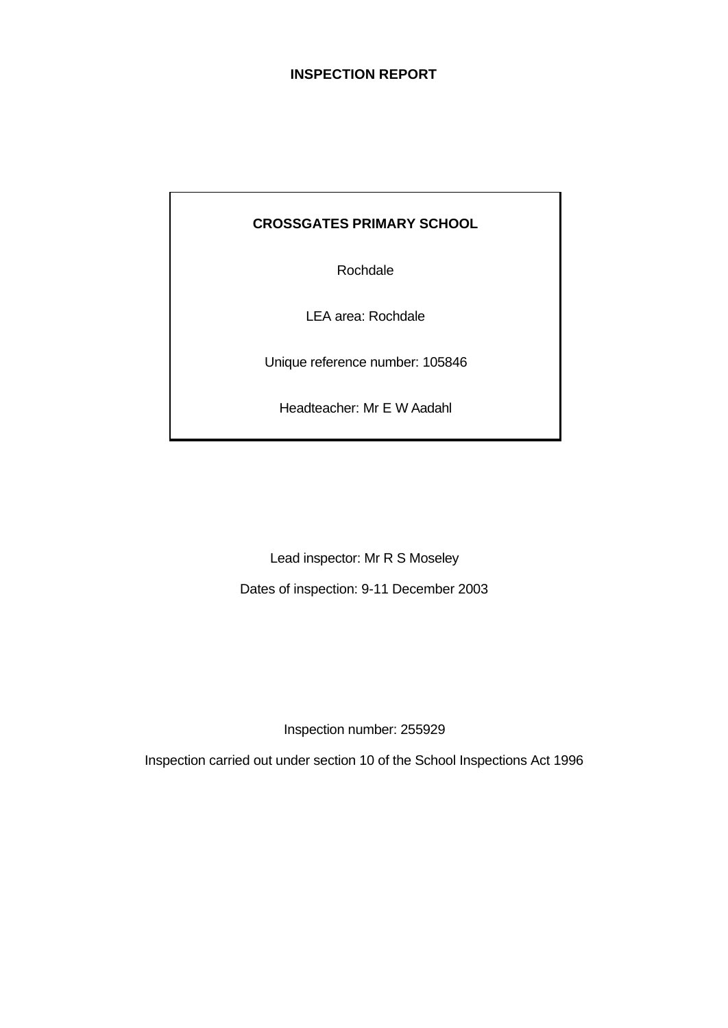# INSPECTION REPORT

**CROSSGATES PRIMARY SCHOOL**

Rochdale

LEA area: Rochdale

Unique reference number: 105846

Headteacher: Mr E W Aadahl

Lead inspector: Mr R S Moseley

Dates of inspection: 9-11 December 2003

Inspection number: 255929

Inspection carried out under section 10 of the School Inspections Act 1996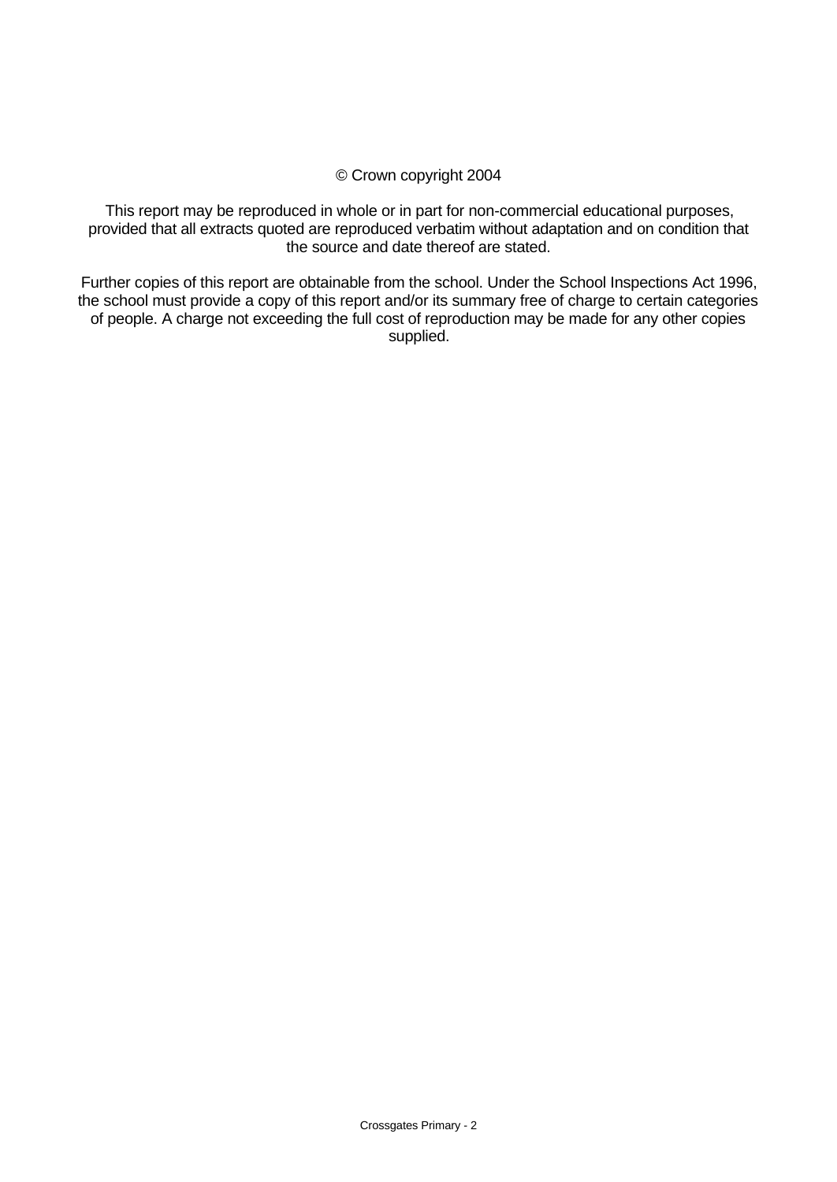© Crown copyright 2004

This report may be reproduced in whole or in part for non-commercial educational purposes, provided that all extracts quoted are reproduced verbatim without adaptation and on condition that the source and date thereof are stated.

Further copies of this report are obtainable from the school. Under the School Inspections Act 1996, the school must provide a copy of this report and/or its summary free of charge to certain categories of people. A charge not exceeding the full cost of reproduction may be made for any other copies supplied.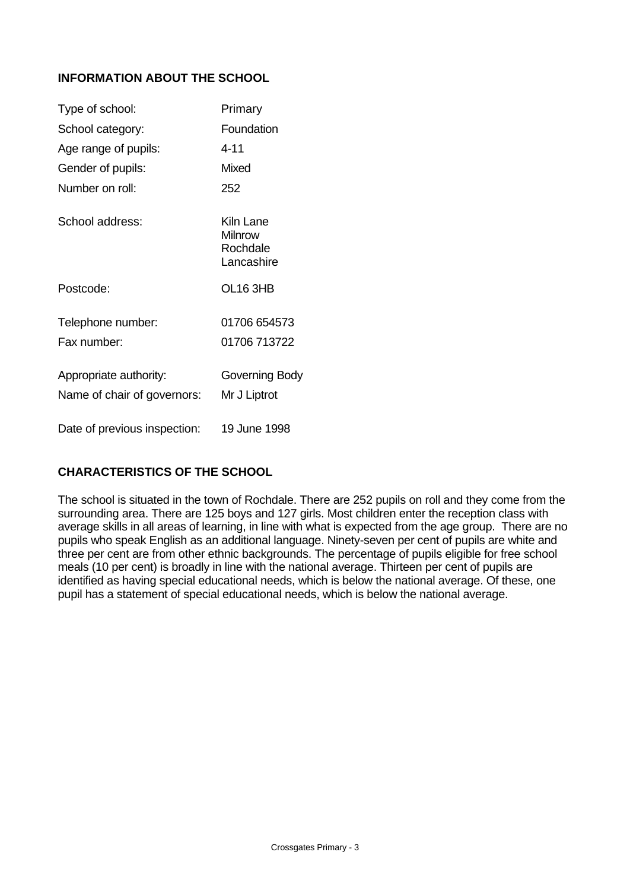## INFORMATION ABOUT THE SCHOOL

| | |
|---|---|
| Type of school: | Primary |
| School category: | Foundation |
| Age range of pupils: | 4-11 |
| Gender of pupils: | Mixed |
| Number on roll: | 252 |
| School address: | Kiln Lane<br>Milnrow<br>Rochdale<br>Lancashire |
| Postcode: | OL16 3HB |
| Telephone number: | 01706 654573 |
| Fax number: | 01706 713722 |
| Appropriate authority: | Governing Body |
| Name of chair of governors: | Mr J Liptrot |
| Date of previous inspection: | 19 June 1998 |

## CHARACTERISTICS OF THE SCHOOL

The school is situated in the town of Rochdale. There are 252 pupils on roll and they come from the surrounding area. There are 125 boys and 127 girls. Most children enter the reception class with average skills in all areas of learning, in line with what is expected from the age group. There are no pupils who speak English as an additional language. Ninety-seven per cent of pupils are white and three per cent are from other ethnic backgrounds. The percentage of pupils eligible for free school meals (10 per cent) is broadly in line with the national average. Thirteen per cent of pupils are identified as having special educational needs, which is below the national average. Of these, one pupil has a statement of special educational needs, which is below the national average.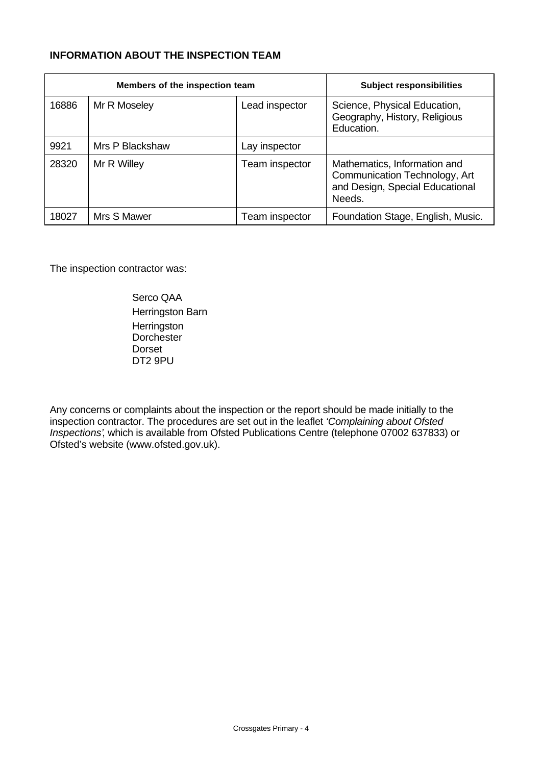## INFORMATION ABOUT THE INSPECTION TEAM

| Members of the inspection team | | | Subject responsibilities |
|---|---|---|---|
| 16886 | Mr R Moseley | Lead inspector | Science, Physical Education, Geography, History, Religious Education. |
| 9921 | Mrs P Blackshaw | Lay inspector | |
| 28320 | Mr R Willey | Team inspector | Mathematics, Information and Communication Technology, Art and Design, Special Educational Needs. |
| 18027 | Mrs S Mawer | Team inspector | Foundation Stage, English, Music. |

The inspection contractor was:

Serco QAA
Herringston Barn
Herringston
Dorchester
Dorset
DT2 9PU

Any concerns or complaints about the inspection or the report should be made initially to the inspection contractor. The procedures are set out in the leaflet *'Complaining about Ofsted Inspections'*, which is available from Ofsted Publications Centre (telephone 07002 637833) or Ofsted's website (www.ofsted.gov.uk).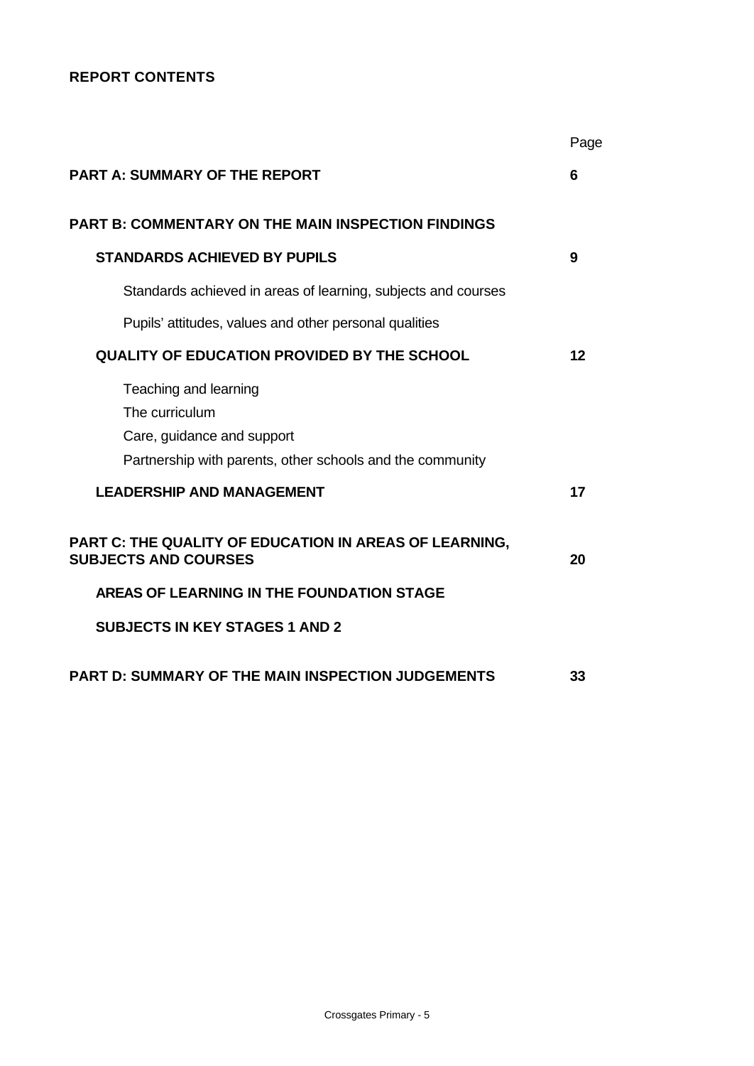**REPORT CONTENTS**

| | Page |
|---|---|
| **PART A: SUMMARY OF THE REPORT** | **6** |
| **PART B: COMMENTARY ON THE MAIN INSPECTION FINDINGS** | |
| **STANDARDS ACHIEVED BY PUPILS** | **9** |
| Standards achieved in areas of learning, subjects and courses | |
| Pupils' attitudes, values and other personal qualities | |
| **QUALITY OF EDUCATION PROVIDED BY THE SCHOOL** | **12** |
| Teaching and learning<br>The curriculum<br>Care, guidance and support<br>Partnership with parents, other schools and the community | |
| **LEADERSHIP AND MANAGEMENT** | **17** |
| **PART C: THE QUALITY OF EDUCATION IN AREAS OF LEARNING, SUBJECTS AND COURSES** | **20** |
| **AREAS OF LEARNING IN THE FOUNDATION STAGE** | |
| **SUBJECTS IN KEY STAGES 1 AND 2** | |
| **PART D: SUMMARY OF THE MAIN INSPECTION JUDGEMENTS** | **33** |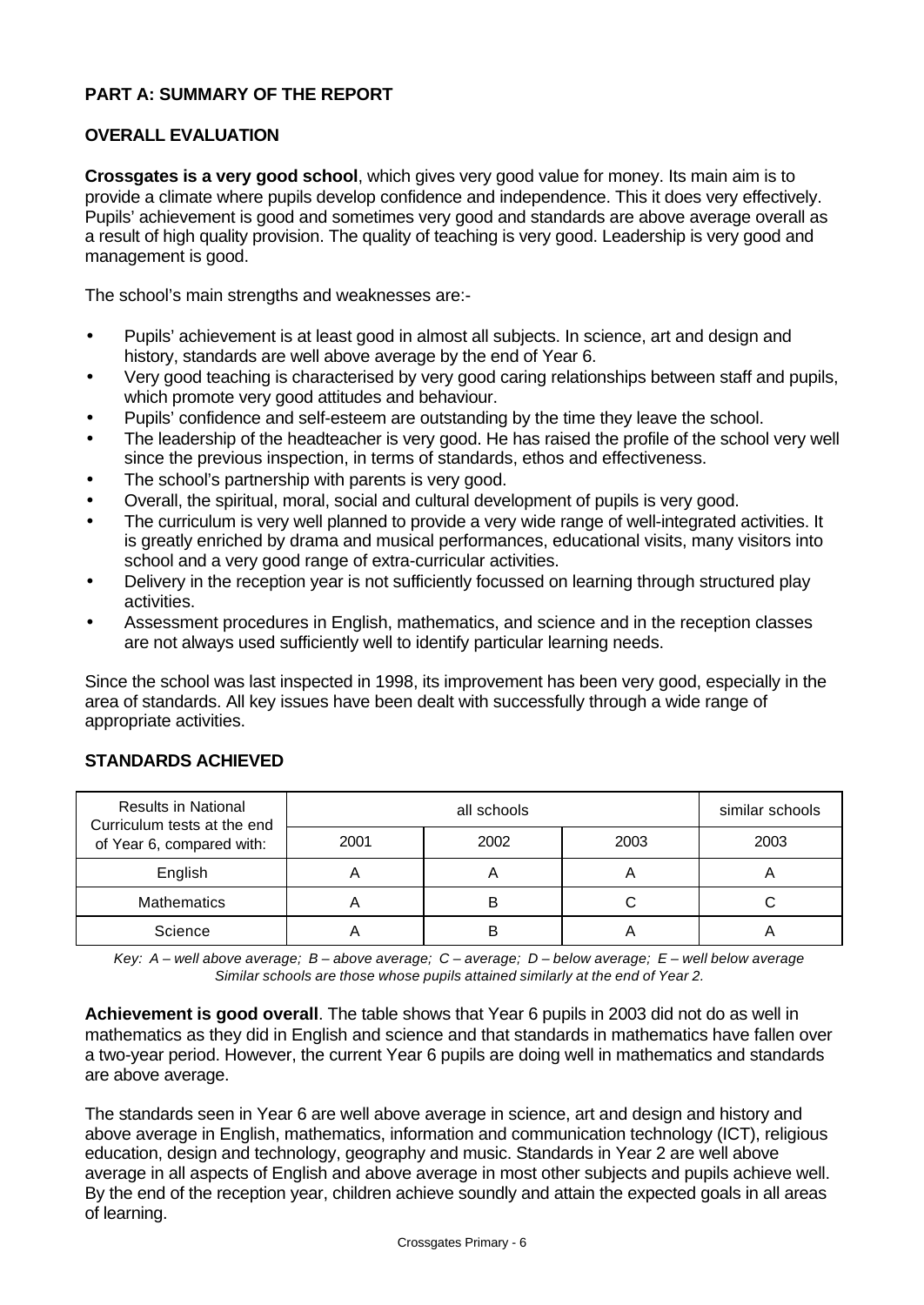## PART A: SUMMARY OF THE REPORT

### OVERALL EVALUATION

**Crossgates is a very good school**, which gives very good value for money. Its main aim is to provide a climate where pupils develop confidence and independence. This it does very effectively. Pupils' achievement is good and sometimes very good and standards are above average overall as a result of high quality provision. The quality of teaching is very good. Leadership is very good and management is good.

The school's main strengths and weaknesses are:-

- Pupils' achievement is at least good in almost all subjects. In science, art and design and history, standards are well above average by the end of Year 6.
- Very good teaching is characterised by very good caring relationships between staff and pupils, which promote very good attitudes and behaviour.
- Pupils' confidence and self-esteem are outstanding by the time they leave the school.
- The leadership of the headteacher is very good. He has raised the profile of the school very well since the previous inspection, in terms of standards, ethos and effectiveness.
- The school's partnership with parents is very good.
- Overall, the spiritual, moral, social and cultural development of pupils is very good.
- The curriculum is very well planned to provide a very wide range of well-integrated activities. It is greatly enriched by drama and musical performances, educational visits, many visitors into school and a very good range of extra-curricular activities.
- Delivery in the reception year is not sufficiently focussed on learning through structured play activities.
- Assessment procedures in English, mathematics, and science and in the reception classes are not always used sufficiently well to identify particular learning needs.

Since the school was last inspected in 1998, its improvement has been very good, especially in the area of standards. All key issues have been dealt with successfully through a wide range of appropriate activities.

### STANDARDS ACHIEVED

| Results in National Curriculum tests at the end of Year 6, compared with: | all schools | | | similar schools |
|---|---|---|---|---|
| | 2001 | 2002 | 2003 | 2003 |
| English | A | A | A | A |
| Mathematics | A | B | C | C |
| Science | A | B | A | A |

*Key: A – well above average; B – above average; C – average; D – below average; E – well below average*
*Similar schools are those whose pupils attained similarly at the end of Year 2.*

**Achievement is good overall**. The table shows that Year 6 pupils in 2003 did not do as well in mathematics as they did in English and science and that standards in mathematics have fallen over a two-year period. However, the current Year 6 pupils are doing well in mathematics and standards are above average.

The standards seen in Year 6 are well above average in science, art and design and history and above average in English, mathematics, information and communication technology (ICT), religious education, design and technology, geography and music. Standards in Year 2 are well above average in all aspects of English and above average in most other subjects and pupils achieve well. By the end of the reception year, children achieve soundly and attain the expected goals in all areas of learning.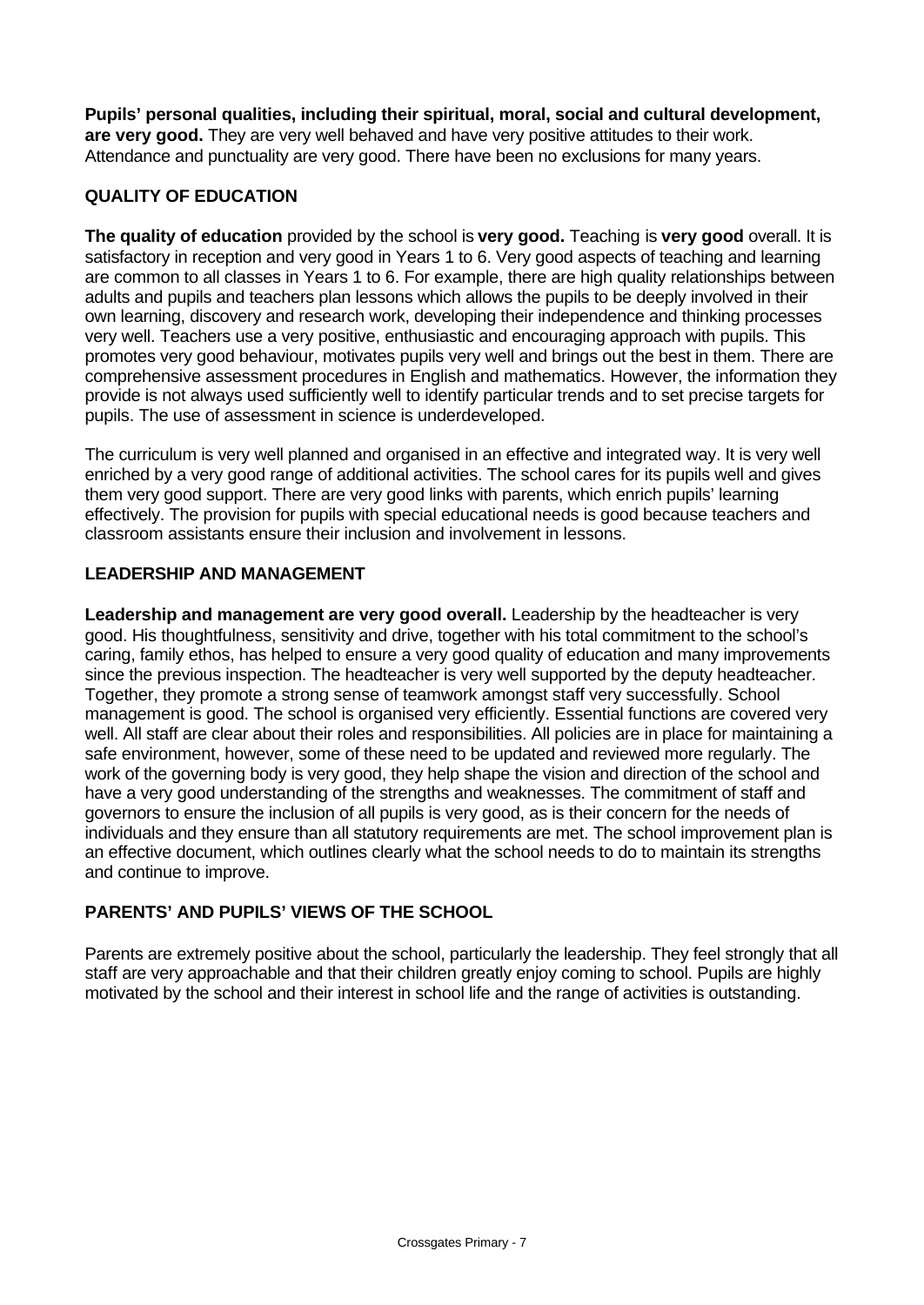**Pupils' personal qualities, including their spiritual, moral, social and cultural development, are very good.** They are very well behaved and have very positive attitudes to their work. Attendance and punctuality are very good. There have been no exclusions for many years.

## QUALITY OF EDUCATION

**The quality of education** provided by the school is **very good.** Teaching is **very good** overall. It is satisfactory in reception and very good in Years 1 to 6. Very good aspects of teaching and learning are common to all classes in Years 1 to 6. For example, there are high quality relationships between adults and pupils and teachers plan lessons which allows the pupils to be deeply involved in their own learning, discovery and research work, developing their independence and thinking processes very well. Teachers use a very positive, enthusiastic and encouraging approach with pupils. This promotes very good behaviour, motivates pupils very well and brings out the best in them. There are comprehensive assessment procedures in English and mathematics. However, the information they provide is not always used sufficiently well to identify particular trends and to set precise targets for pupils. The use of assessment in science is underdeveloped.

The curriculum is very well planned and organised in an effective and integrated way. It is very well enriched by a very good range of additional activities. The school cares for its pupils well and gives them very good support. There are very good links with parents, which enrich pupils' learning effectively. The provision for pupils with special educational needs is good because teachers and classroom assistants ensure their inclusion and involvement in lessons.

## LEADERSHIP AND MANAGEMENT

**Leadership and management are very good overall.** Leadership by the headteacher is very good. His thoughtfulness, sensitivity and drive, together with his total commitment to the school's caring, family ethos, has helped to ensure a very good quality of education and many improvements since the previous inspection. The headteacher is very well supported by the deputy headteacher. Together, they promote a strong sense of teamwork amongst staff very successfully. School management is good. The school is organised very efficiently. Essential functions are covered very well. All staff are clear about their roles and responsibilities. All policies are in place for maintaining a safe environment, however, some of these need to be updated and reviewed more regularly. The work of the governing body is very good, they help shape the vision and direction of the school and have a very good understanding of the strengths and weaknesses. The commitment of staff and governors to ensure the inclusion of all pupils is very good, as is their concern for the needs of individuals and they ensure than all statutory requirements are met. The school improvement plan is an effective document, which outlines clearly what the school needs to do to maintain its strengths and continue to improve.

## PARENTS' AND PUPILS' VIEWS OF THE SCHOOL

Parents are extremely positive about the school, particularly the leadership. They feel strongly that all staff are very approachable and that their children greatly enjoy coming to school. Pupils are highly motivated by the school and their interest in school life and the range of activities is outstanding.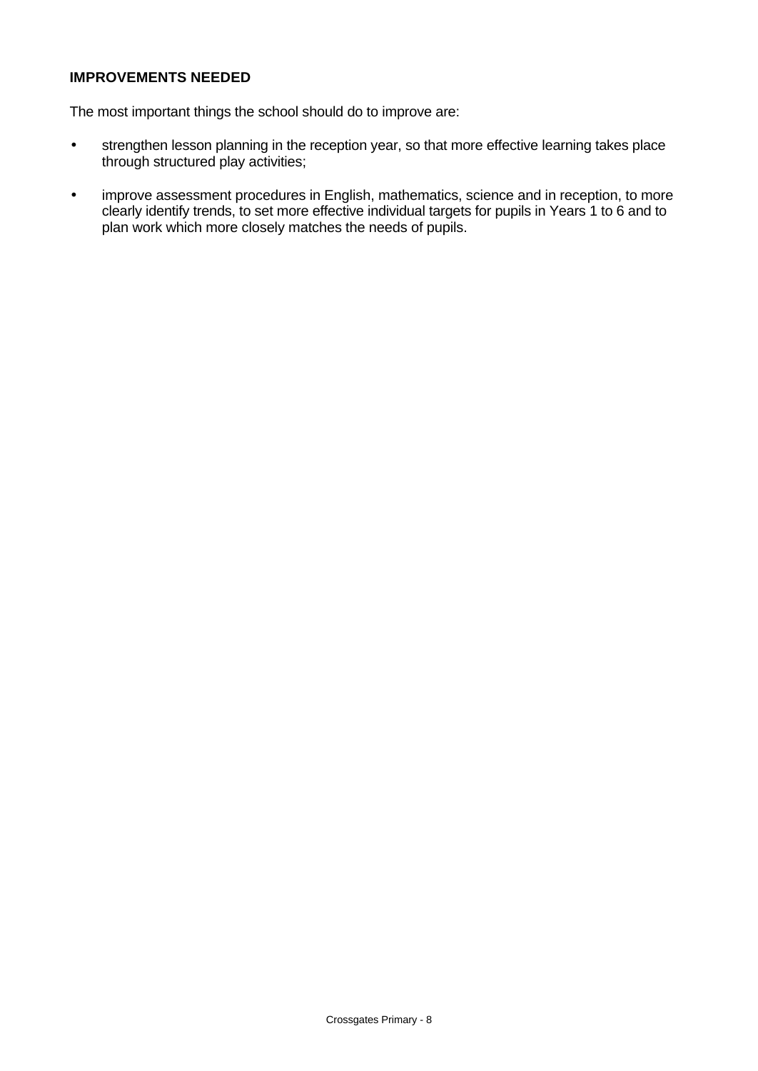### IMPROVEMENTS NEEDED

The most important things the school should do to improve are:

- strengthen lesson planning in the reception year, so that more effective learning takes place through structured play activities;
- improve assessment procedures in English, mathematics, science and in reception, to more clearly identify trends, to set more effective individual targets for pupils in Years 1 to 6 and to plan work which more closely matches the needs of pupils.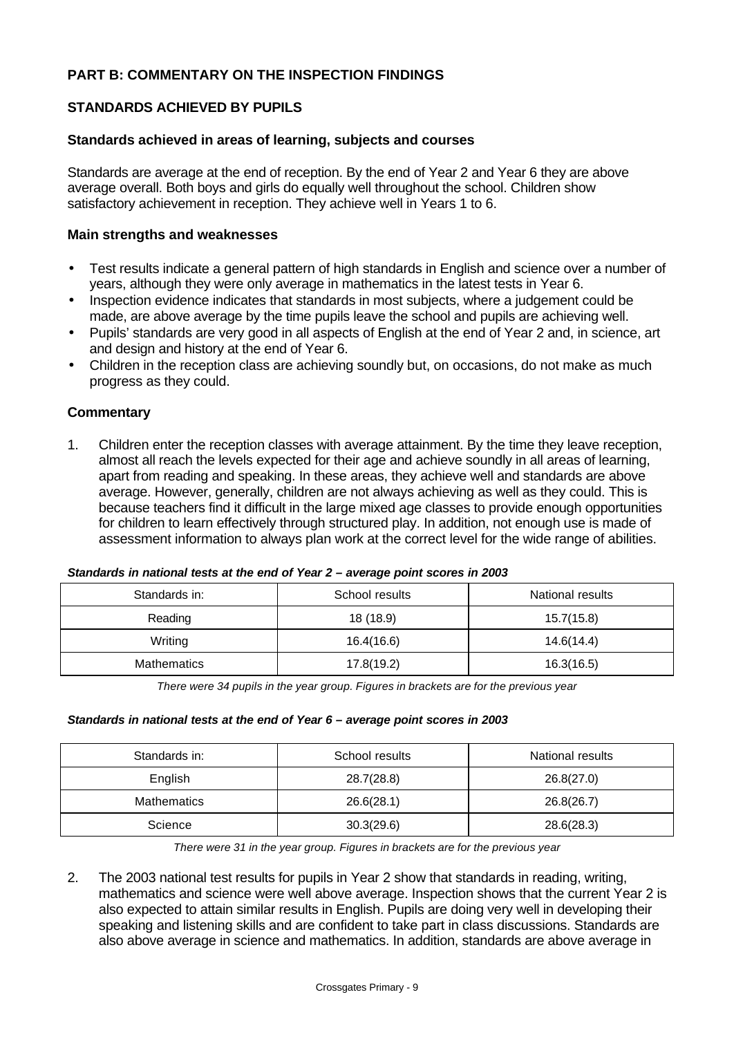## PART B: COMMENTARY ON THE INSPECTION FINDINGS

### STANDARDS ACHIEVED BY PUPILS

#### Standards achieved in areas of learning, subjects and courses

Standards are average at the end of reception. By the end of Year 2 and Year 6 they are above average overall. Both boys and girls do equally well throughout the school. Children show satisfactory achievement in reception. They achieve well in Years 1 to 6.

#### Main strengths and weaknesses

- Test results indicate a general pattern of high standards in English and science over a number of years, although they were only average in mathematics in the latest tests in Year 6.
- Inspection evidence indicates that standards in most subjects, where a judgement could be made, are above average by the time pupils leave the school and pupils are achieving well.
- Pupils' standards are very good in all aspects of English at the end of Year 2 and, in science, art and design and history at the end of Year 6.
- Children in the reception class are achieving soundly but, on occasions, do not make as much progress as they could.

#### Commentary

1. Children enter the reception classes with average attainment. By the time they leave reception, almost all reach the levels expected for their age and achieve soundly in all areas of learning, apart from reading and speaking. In these areas, they achieve well and standards are above average. However, generally, children are not always achieving as well as they could. This is because teachers find it difficult in the large mixed age classes to provide enough opportunities for children to learn effectively through structured play. In addition, not enough use is made of assessment information to always plan work at the correct level for the wide range of abilities.

***Standards in national tests at the end of Year 2 – average point scores in 2003***

| Standards in: | School results | National results |
|---|---|---|
| Reading | 18 (18.9) | 15.7(15.8) |
| Writing | 16.4(16.6) | 14.6(14.4) |
| Mathematics | 17.8(19.2) | 16.3(16.5) |

*There were 34 pupils in the year group. Figures in brackets are for the previous year*

***Standards in national tests at the end of Year 6 – average point scores in 2003***

| Standards in: | School results | National results |
|---|---|---|
| English | 28.7(28.8) | 26.8(27.0) |
| Mathematics | 26.6(28.1) | 26.8(26.7) |
| Science | 30.3(29.6) | 28.6(28.3) |

*There were 31 in the year group. Figures in brackets are for the previous year*

2. The 2003 national test results for pupils in Year 2 show that standards in reading, writing, mathematics and science were well above average. Inspection shows that the current Year 2 is also expected to attain similar results in English. Pupils are doing very well in developing their speaking and listening skills and are confident to take part in class discussions. Standards are also above average in science and mathematics. In addition, standards are above average in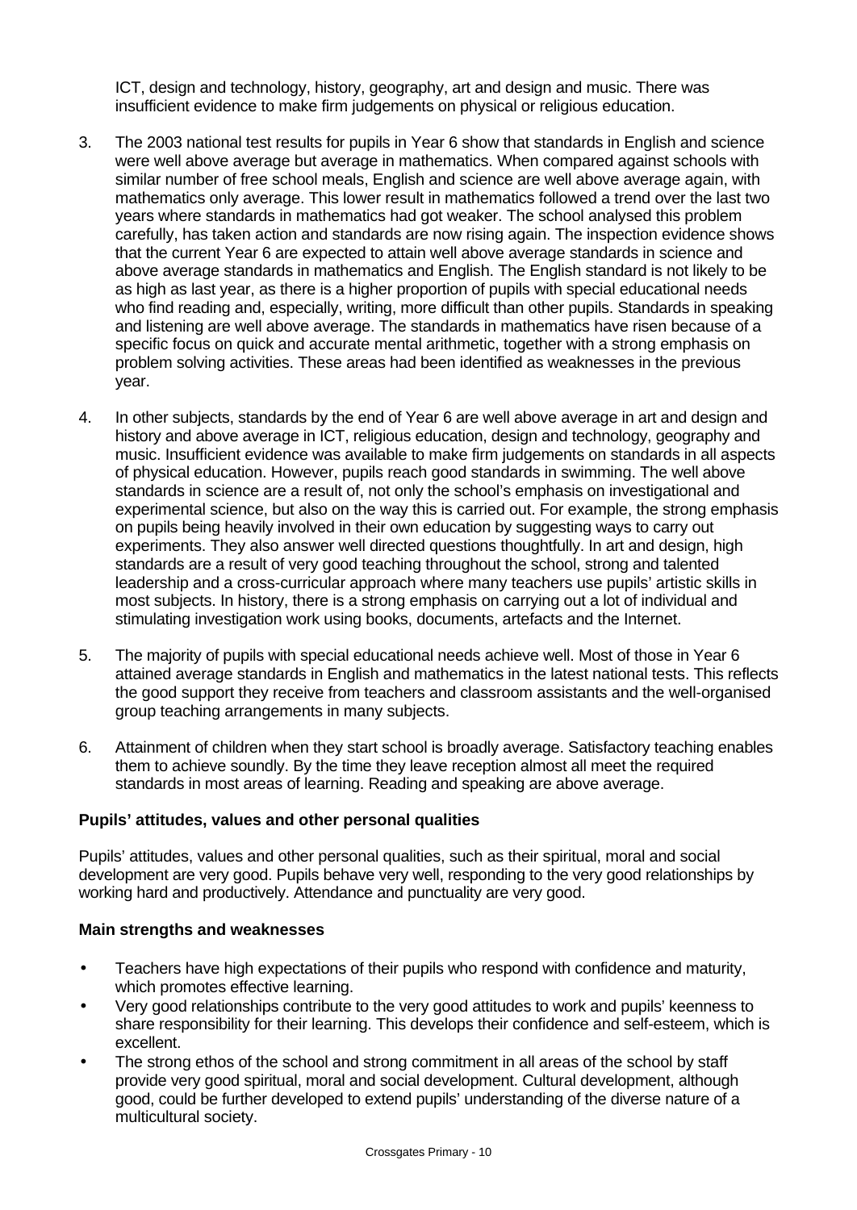ICT, design and technology, history, geography, art and design and music. There was insufficient evidence to make firm judgements on physical or religious education.

3. The 2003 national test results for pupils in Year 6 show that standards in English and science were well above average but average in mathematics. When compared against schools with similar number of free school meals, English and science are well above average again, with mathematics only average. This lower result in mathematics followed a trend over the last two years where standards in mathematics had got weaker. The school analysed this problem carefully, has taken action and standards are now rising again. The inspection evidence shows that the current Year 6 are expected to attain well above average standards in science and above average standards in mathematics and English. The English standard is not likely to be as high as last year, as there is a higher proportion of pupils with special educational needs who find reading and, especially, writing, more difficult than other pupils. Standards in speaking and listening are well above average. The standards in mathematics have risen because of a specific focus on quick and accurate mental arithmetic, together with a strong emphasis on problem solving activities. These areas had been identified as weaknesses in the previous year.

4. In other subjects, standards by the end of Year 6 are well above average in art and design and history and above average in ICT, religious education, design and technology, geography and music. Insufficient evidence was available to make firm judgements on standards in all aspects of physical education. However, pupils reach good standards in swimming. The well above standards in science are a result of, not only the school's emphasis on investigational and experimental science, but also on the way this is carried out. For example, the strong emphasis on pupils being heavily involved in their own education by suggesting ways to carry out experiments. They also answer well directed questions thoughtfully. In art and design, high standards are a result of very good teaching throughout the school, strong and talented leadership and a cross-curricular approach where many teachers use pupils' artistic skills in most subjects. In history, there is a strong emphasis on carrying out a lot of individual and stimulating investigation work using books, documents, artefacts and the Internet.

5. The majority of pupils with special educational needs achieve well. Most of those in Year 6 attained average standards in English and mathematics in the latest national tests. This reflects the good support they receive from teachers and classroom assistants and the well-organised group teaching arrangements in many subjects.

6. Attainment of children when they start school is broadly average. Satisfactory teaching enables them to achieve soundly. By the time they leave reception almost all meet the required standards in most areas of learning. Reading and speaking are above average.

### Pupils' attitudes, values and other personal qualities

Pupils' attitudes, values and other personal qualities, such as their spiritual, moral and social development are very good. Pupils behave very well, responding to the very good relationships by working hard and productively. Attendance and punctuality are very good.

### Main strengths and weaknesses

- Teachers have high expectations of their pupils who respond with confidence and maturity, which promotes effective learning.
- Very good relationships contribute to the very good attitudes to work and pupils' keenness to share responsibility for their learning. This develops their confidence and self-esteem, which is excellent.
- The strong ethos of the school and strong commitment in all areas of the school by staff provide very good spiritual, moral and social development. Cultural development, although good, could be further developed to extend pupils' understanding of the diverse nature of a multicultural society.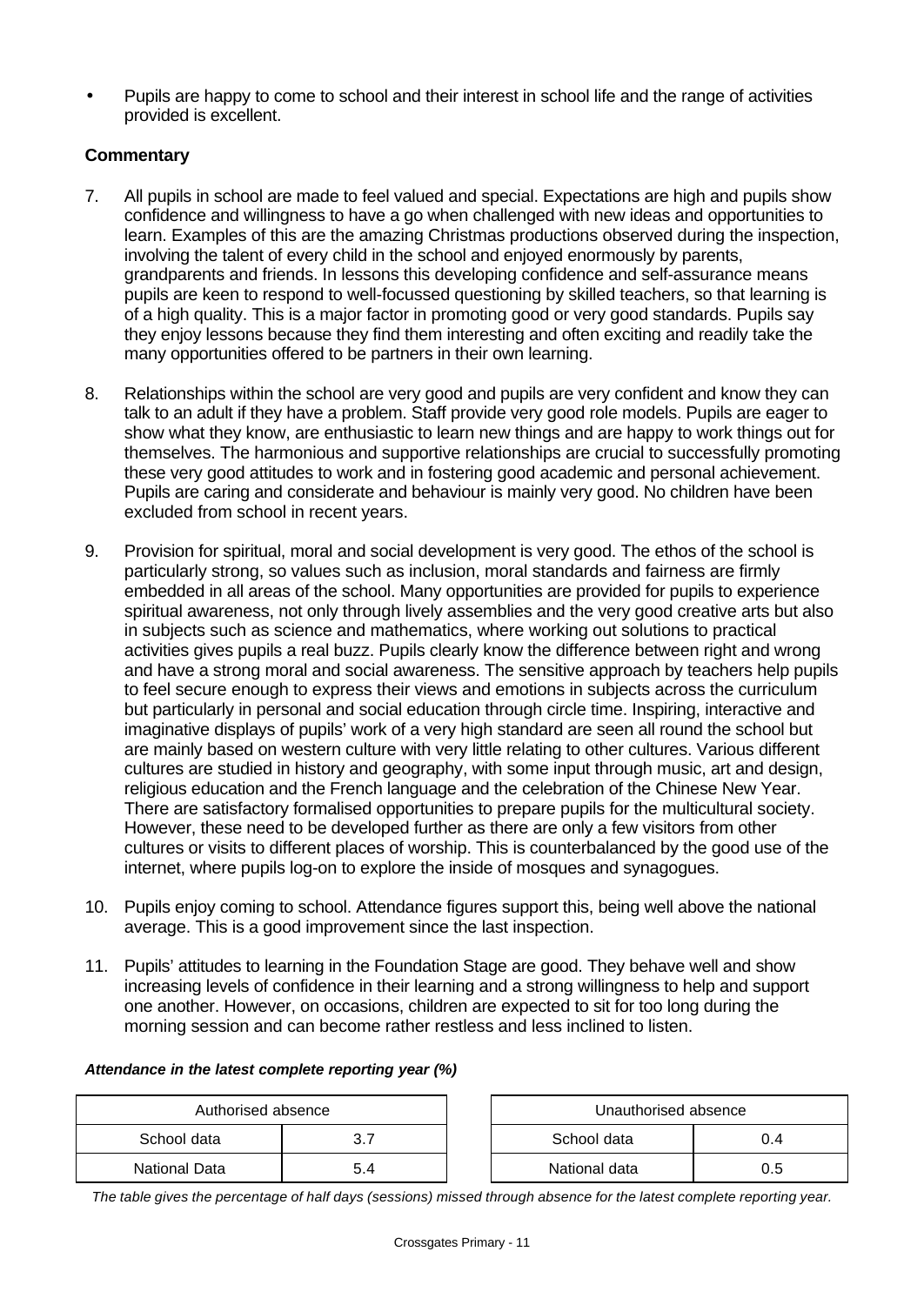- Pupils are happy to come to school and their interest in school life and the range of activities provided is excellent.

### Commentary

7. All pupils in school are made to feel valued and special. Expectations are high and pupils show confidence and willingness to have a go when challenged with new ideas and opportunities to learn. Examples of this are the amazing Christmas productions observed during the inspection, involving the talent of every child in the school and enjoyed enormously by parents, grandparents and friends. In lessons this developing confidence and self-assurance means pupils are keen to respond to well-focussed questioning by skilled teachers, so that learning is of a high quality. This is a major factor in promoting good or very good standards. Pupils say they enjoy lessons because they find them interesting and often exciting and readily take the many opportunities offered to be partners in their own learning.

8. Relationships within the school are very good and pupils are very confident and know they can talk to an adult if they have a problem. Staff provide very good role models. Pupils are eager to show what they know, are enthusiastic to learn new things and are happy to work things out for themselves. The harmonious and supportive relationships are crucial to successfully promoting these very good attitudes to work and in fostering good academic and personal achievement. Pupils are caring and considerate and behaviour is mainly very good. No children have been excluded from school in recent years.

9. Provision for spiritual, moral and social development is very good. The ethos of the school is particularly strong, so values such as inclusion, moral standards and fairness are firmly embedded in all areas of the school. Many opportunities are provided for pupils to experience spiritual awareness, not only through lively assemblies and the very good creative arts but also in subjects such as science and mathematics, where working out solutions to practical activities gives pupils a real buzz. Pupils clearly know the difference between right and wrong and have a strong moral and social awareness. The sensitive approach by teachers help pupils to feel secure enough to express their views and emotions in subjects across the curriculum but particularly in personal and social education through circle time. Inspiring, interactive and imaginative displays of pupils' work of a very high standard are seen all round the school but are mainly based on western culture with very little relating to other cultures. Various different cultures are studied in history and geography, with some input through music, art and design, religious education and the French language and the celebration of the Chinese New Year. There are satisfactory formalised opportunities to prepare pupils for the multicultural society. However, these need to be developed further as there are only a few visitors from other cultures or visits to different places of worship. This is counterbalanced by the good use of the internet, where pupils log-on to explore the inside of mosques and synagogues.

10. Pupils enjoy coming to school. Attendance figures support this, being well above the national average. This is a good improvement since the last inspection.

11. Pupils' attitudes to learning in the Foundation Stage are good. They behave well and show increasing levels of confidence in their learning and a strong willingness to help and support one another. However, on occasions, children are expected to sit for too long during the morning session and can become rather restless and less inclined to listen.

***Attendance in the latest complete reporting year (%)***

| Authorised absence | |
|---|---|
| School data | 3.7 |
| National Data | 5.4 |

| Unauthorised absence | |
|---|---|
| School data | 0.4 |
| National data | 0.5 |

*The table gives the percentage of half days (sessions) missed through absence for the latest complete reporting year.*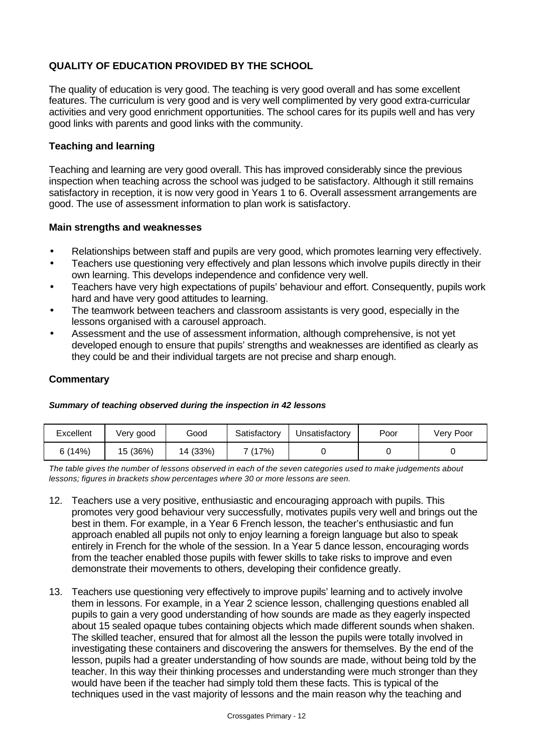## QUALITY OF EDUCATION PROVIDED BY THE SCHOOL

The quality of education is very good. The teaching is very good overall and has some excellent features. The curriculum is very good and is very well complimented by very good extra-curricular activities and very good enrichment opportunities. The school cares for its pupils well and has very good links with parents and good links with the community.

### Teaching and learning

Teaching and learning are very good overall. This has improved considerably since the previous inspection when teaching across the school was judged to be satisfactory. Although it still remains satisfactory in reception, it is now very good in Years 1 to 6. Overall assessment arrangements are good. The use of assessment information to plan work is satisfactory.

### Main strengths and weaknesses

- Relationships between staff and pupils are very good, which promotes learning very effectively.
- Teachers use questioning very effectively and plan lessons which involve pupils directly in their own learning. This develops independence and confidence very well.
- Teachers have very high expectations of pupils' behaviour and effort. Consequently, pupils work hard and have very good attitudes to learning.
- The teamwork between teachers and classroom assistants is very good, especially in the lessons organised with a carousel approach.
- Assessment and the use of assessment information, although comprehensive, is not yet developed enough to ensure that pupils' strengths and weaknesses are identified as clearly as they could be and their individual targets are not precise and sharp enough.

### Commentary

***Summary of teaching observed during the inspection in 42 lessons***

| Excellent | Very good | Good | Satisfactory | Unsatisfactory | Poor | Very Poor |
|---|---|---|---|---|---|---|
| 6 (14%) | 15 (36%) | 14 (33%) | 7 (17%) | 0 | 0 | 0 |

*The table gives the number of lessons observed in each of the seven categories used to make judgements about lessons; figures in brackets show percentages where 30 or more lessons are seen.*

12. Teachers use a very positive, enthusiastic and encouraging approach with pupils. This promotes very good behaviour very successfully, motivates pupils very well and brings out the best in them. For example, in a Year 6 French lesson, the teacher's enthusiastic and fun approach enabled all pupils not only to enjoy learning a foreign language but also to speak entirely in French for the whole of the session. In a Year 5 dance lesson, encouraging words from the teacher enabled those pupils with fewer skills to take risks to improve and even demonstrate their movements to others, developing their confidence greatly.

13. Teachers use questioning very effectively to improve pupils' learning and to actively involve them in lessons. For example, in a Year 2 science lesson, challenging questions enabled all pupils to gain a very good understanding of how sounds are made as they eagerly inspected about 15 sealed opaque tubes containing objects which made different sounds when shaken. The skilled teacher, ensured that for almost all the lesson the pupils were totally involved in investigating these containers and discovering the answers for themselves. By the end of the lesson, pupils had a greater understanding of how sounds are made, without being told by the teacher. In this way their thinking processes and understanding were much stronger than they would have been if the teacher had simply told them these facts. This is typical of the techniques used in the vast majority of lessons and the main reason why the teaching and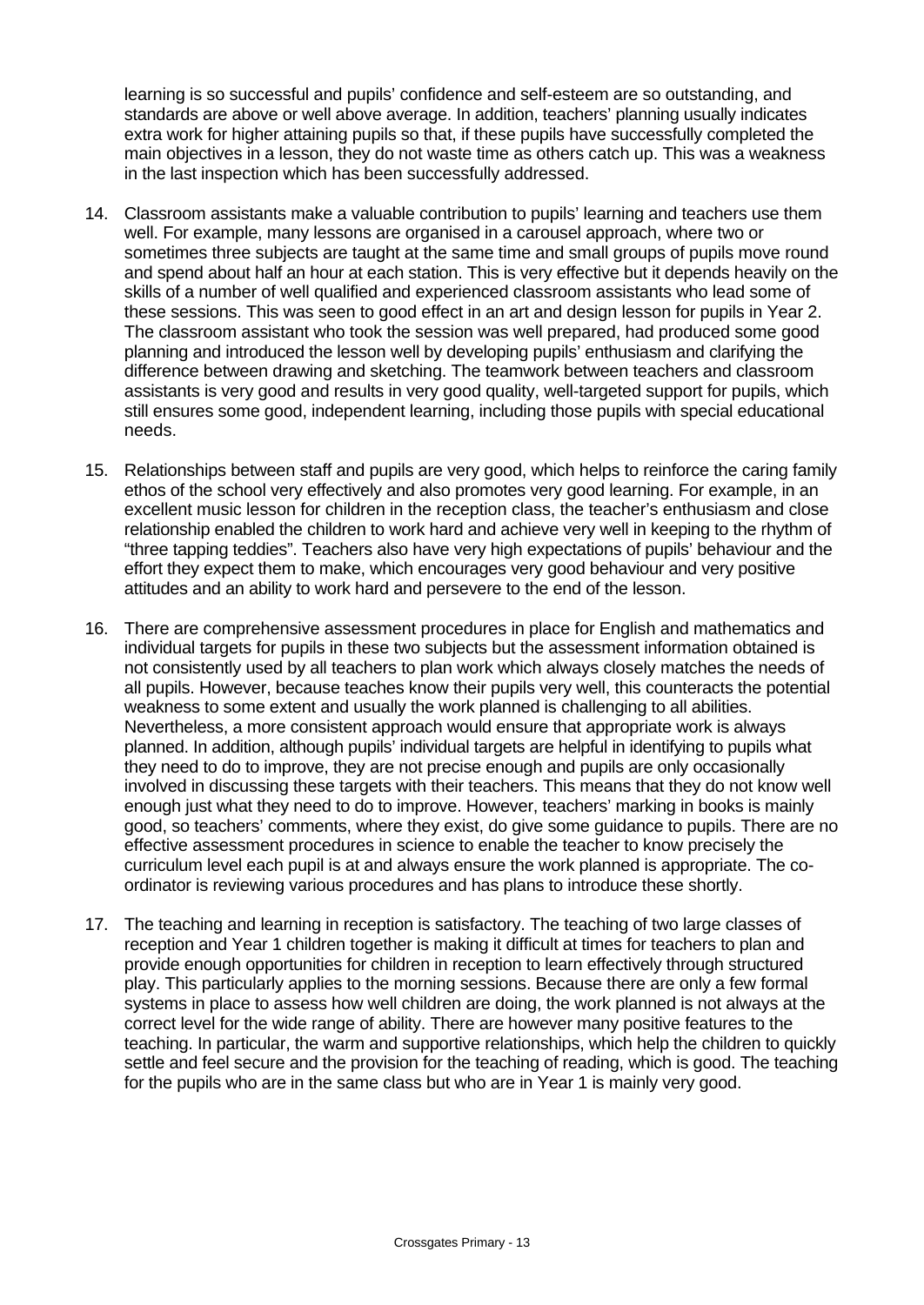learning is so successful and pupils' confidence and self-esteem are so outstanding, and standards are above or well above average. In addition, teachers' planning usually indicates extra work for higher attaining pupils so that, if these pupils have successfully completed the main objectives in a lesson, they do not waste time as others catch up. This was a weakness in the last inspection which has been successfully addressed.

14. Classroom assistants make a valuable contribution to pupils' learning and teachers use them well. For example, many lessons are organised in a carousel approach, where two or sometimes three subjects are taught at the same time and small groups of pupils move round and spend about half an hour at each station. This is very effective but it depends heavily on the skills of a number of well qualified and experienced classroom assistants who lead some of these sessions. This was seen to good effect in an art and design lesson for pupils in Year 2. The classroom assistant who took the session was well prepared, had produced some good planning and introduced the lesson well by developing pupils' enthusiasm and clarifying the difference between drawing and sketching. The teamwork between teachers and classroom assistants is very good and results in very good quality, well-targeted support for pupils, which still ensures some good, independent learning, including those pupils with special educational needs.

15. Relationships between staff and pupils are very good, which helps to reinforce the caring family ethos of the school very effectively and also promotes very good learning. For example, in an excellent music lesson for children in the reception class, the teacher's enthusiasm and close relationship enabled the children to work hard and achieve very well in keeping to the rhythm of "three tapping teddies". Teachers also have very high expectations of pupils' behaviour and the effort they expect them to make, which encourages very good behaviour and very positive attitudes and an ability to work hard and persevere to the end of the lesson.

16. There are comprehensive assessment procedures in place for English and mathematics and individual targets for pupils in these two subjects but the assessment information obtained is not consistently used by all teachers to plan work which always closely matches the needs of all pupils. However, because teaches know their pupils very well, this counteracts the potential weakness to some extent and usually the work planned is challenging to all abilities. Nevertheless, a more consistent approach would ensure that appropriate work is always planned. In addition, although pupils' individual targets are helpful in identifying to pupils what they need to do to improve, they are not precise enough and pupils are only occasionally involved in discussing these targets with their teachers. This means that they do not know well enough just what they need to do to improve. However, teachers' marking in books is mainly good, so teachers' comments, where they exist, do give some guidance to pupils. There are no effective assessment procedures in science to enable the teacher to know precisely the curriculum level each pupil is at and always ensure the work planned is appropriate. The co-ordinator is reviewing various procedures and has plans to introduce these shortly.

17. The teaching and learning in reception is satisfactory. The teaching of two large classes of reception and Year 1 children together is making it difficult at times for teachers to plan and provide enough opportunities for children in reception to learn effectively through structured play. This particularly applies to the morning sessions. Because there are only a few formal systems in place to assess how well children are doing, the work planned is not always at the correct level for the wide range of ability. There are however many positive features to the teaching. In particular, the warm and supportive relationships, which help the children to quickly settle and feel secure and the provision for the teaching of reading, which is good. The teaching for the pupils who are in the same class but who are in Year 1 is mainly very good.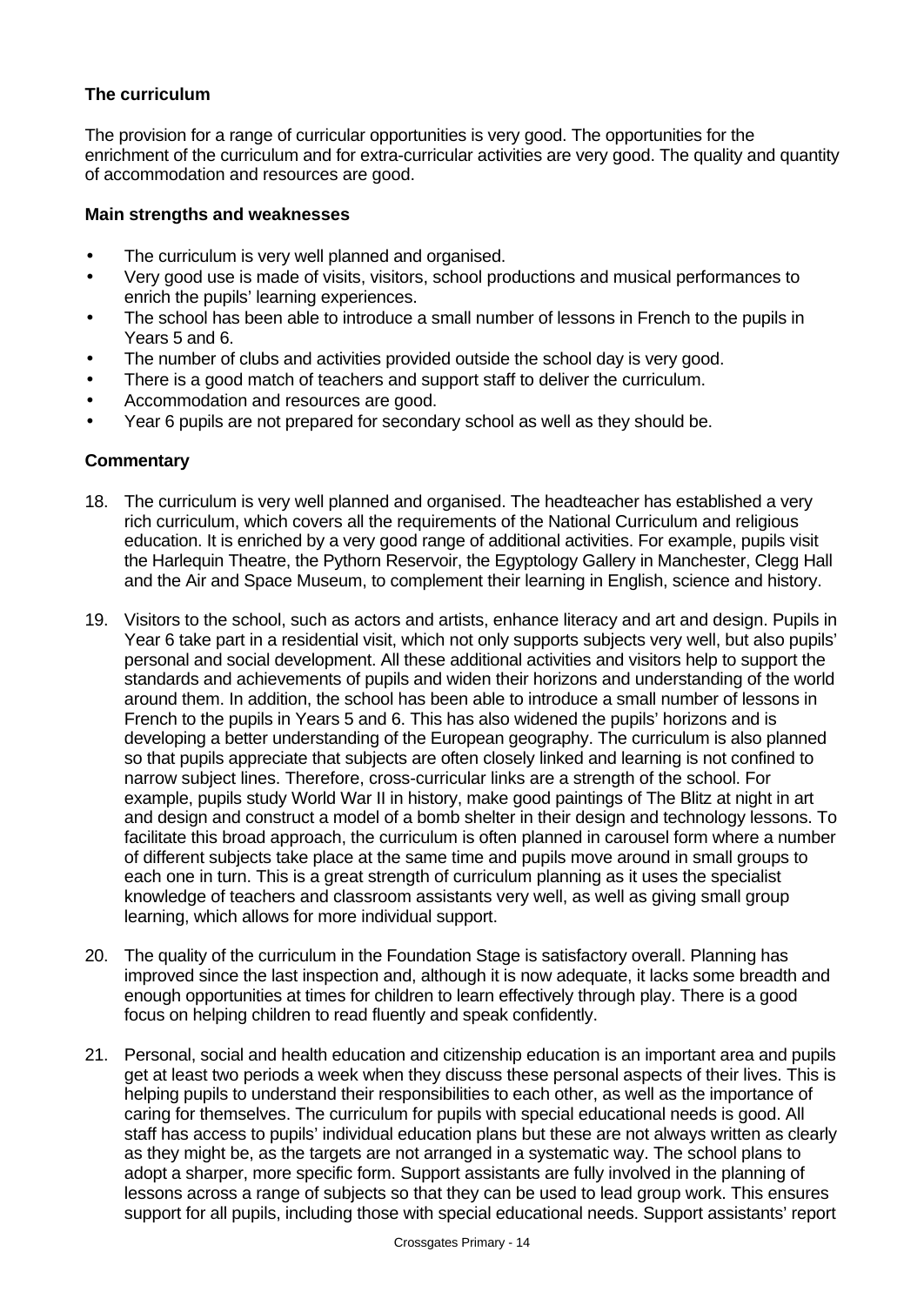### The curriculum

The provision for a range of curricular opportunities is very good. The opportunities for the enrichment of the curriculum and for extra-curricular activities are very good. The quality and quantity of accommodation and resources are good.

#### Main strengths and weaknesses

- The curriculum is very well planned and organised.
- Very good use is made of visits, visitors, school productions and musical performances to enrich the pupils' learning experiences.
- The school has been able to introduce a small number of lessons in French to the pupils in Years 5 and 6.
- The number of clubs and activities provided outside the school day is very good.
- There is a good match of teachers and support staff to deliver the curriculum.
- Accommodation and resources are good.
- Year 6 pupils are not prepared for secondary school as well as they should be.

#### Commentary

18. The curriculum is very well planned and organised. The headteacher has established a very rich curriculum, which covers all the requirements of the National Curriculum and religious education. It is enriched by a very good range of additional activities. For example, pupils visit the Harlequin Theatre, the Pythorn Reservoir, the Egyptology Gallery in Manchester, Clegg Hall and the Air and Space Museum, to complement their learning in English, science and history.

19. Visitors to the school, such as actors and artists, enhance literacy and art and design. Pupils in Year 6 take part in a residential visit, which not only supports subjects very well, but also pupils' personal and social development. All these additional activities and visitors help to support the standards and achievements of pupils and widen their horizons and understanding of the world around them. In addition, the school has been able to introduce a small number of lessons in French to the pupils in Years 5 and 6. This has also widened the pupils' horizons and is developing a better understanding of the European geography. The curriculum is also planned so that pupils appreciate that subjects are often closely linked and learning is not confined to narrow subject lines. Therefore, cross-curricular links are a strength of the school. For example, pupils study World War II in history, make good paintings of The Blitz at night in art and design and construct a model of a bomb shelter in their design and technology lessons. To facilitate this broad approach, the curriculum is often planned in carousel form where a number of different subjects take place at the same time and pupils move around in small groups to each one in turn. This is a great strength of curriculum planning as it uses the specialist knowledge of teachers and classroom assistants very well, as well as giving small group learning, which allows for more individual support.

20. The quality of the curriculum in the Foundation Stage is satisfactory overall. Planning has improved since the last inspection and, although it is now adequate, it lacks some breadth and enough opportunities at times for children to learn effectively through play. There is a good focus on helping children to read fluently and speak confidently.

21. Personal, social and health education and citizenship education is an important area and pupils get at least two periods a week when they discuss these personal aspects of their lives. This is helping pupils to understand their responsibilities to each other, as well as the importance of caring for themselves. The curriculum for pupils with special educational needs is good. All staff has access to pupils' individual education plans but these are not always written as clearly as they might be, as the targets are not arranged in a systematic way. The school plans to adopt a sharper, more specific form. Support assistants are fully involved in the planning of lessons across a range of subjects so that they can be used to lead group work. This ensures support for all pupils, including those with special educational needs. Support assistants' report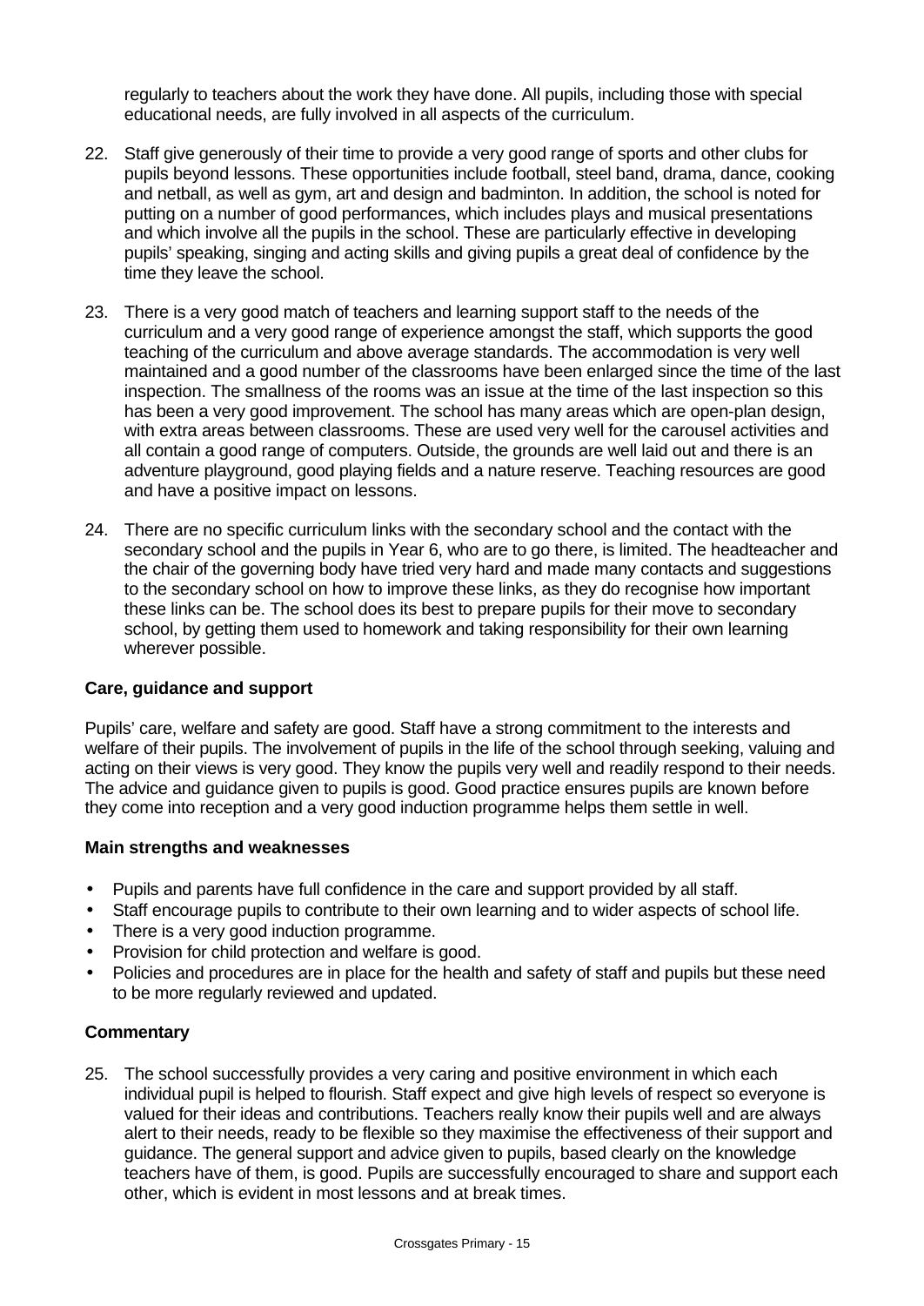regularly to teachers about the work they have done. All pupils, including those with special educational needs, are fully involved in all aspects of the curriculum.

22. Staff give generously of their time to provide a very good range of sports and other clubs for pupils beyond lessons. These opportunities include football, steel band, drama, dance, cooking and netball, as well as gym, art and design and badminton. In addition, the school is noted for putting on a number of good performances, which includes plays and musical presentations and which involve all the pupils in the school. These are particularly effective in developing pupils' speaking, singing and acting skills and giving pupils a great deal of confidence by the time they leave the school.

23. There is a very good match of teachers and learning support staff to the needs of the curriculum and a very good range of experience amongst the staff, which supports the good teaching of the curriculum and above average standards. The accommodation is very well maintained and a good number of the classrooms have been enlarged since the time of the last inspection. The smallness of the rooms was an issue at the time of the last inspection so this has been a very good improvement. The school has many areas which are open-plan design, with extra areas between classrooms. These are used very well for the carousel activities and all contain a good range of computers. Outside, the grounds are well laid out and there is an adventure playground, good playing fields and a nature reserve. Teaching resources are good and have a positive impact on lessons.

24. There are no specific curriculum links with the secondary school and the contact with the secondary school and the pupils in Year 6, who are to go there, is limited. The headteacher and the chair of the governing body have tried very hard and made many contacts and suggestions to the secondary school on how to improve these links, as they do recognise how important these links can be. The school does its best to prepare pupils for their move to secondary school, by getting them used to homework and taking responsibility for their own learning wherever possible.

### Care, guidance and support

Pupils' care, welfare and safety are good. Staff have a strong commitment to the interests and welfare of their pupils. The involvement of pupils in the life of the school through seeking, valuing and acting on their views is very good. They know the pupils very well and readily respond to their needs. The advice and guidance given to pupils is good. Good practice ensures pupils are known before they come into reception and a very good induction programme helps them settle in well.

#### Main strengths and weaknesses

- Pupils and parents have full confidence in the care and support provided by all staff.
- Staff encourage pupils to contribute to their own learning and to wider aspects of school life.
- There is a very good induction programme.
- Provision for child protection and welfare is good.
- Policies and procedures are in place for the health and safety of staff and pupils but these need to be more regularly reviewed and updated.

#### Commentary

25. The school successfully provides a very caring and positive environment in which each individual pupil is helped to flourish. Staff expect and give high levels of respect so everyone is valued for their ideas and contributions. Teachers really know their pupils well and are always alert to their needs, ready to be flexible so they maximise the effectiveness of their support and guidance. The general support and advice given to pupils, based clearly on the knowledge teachers have of them, is good. Pupils are successfully encouraged to share and support each other, which is evident in most lessons and at break times.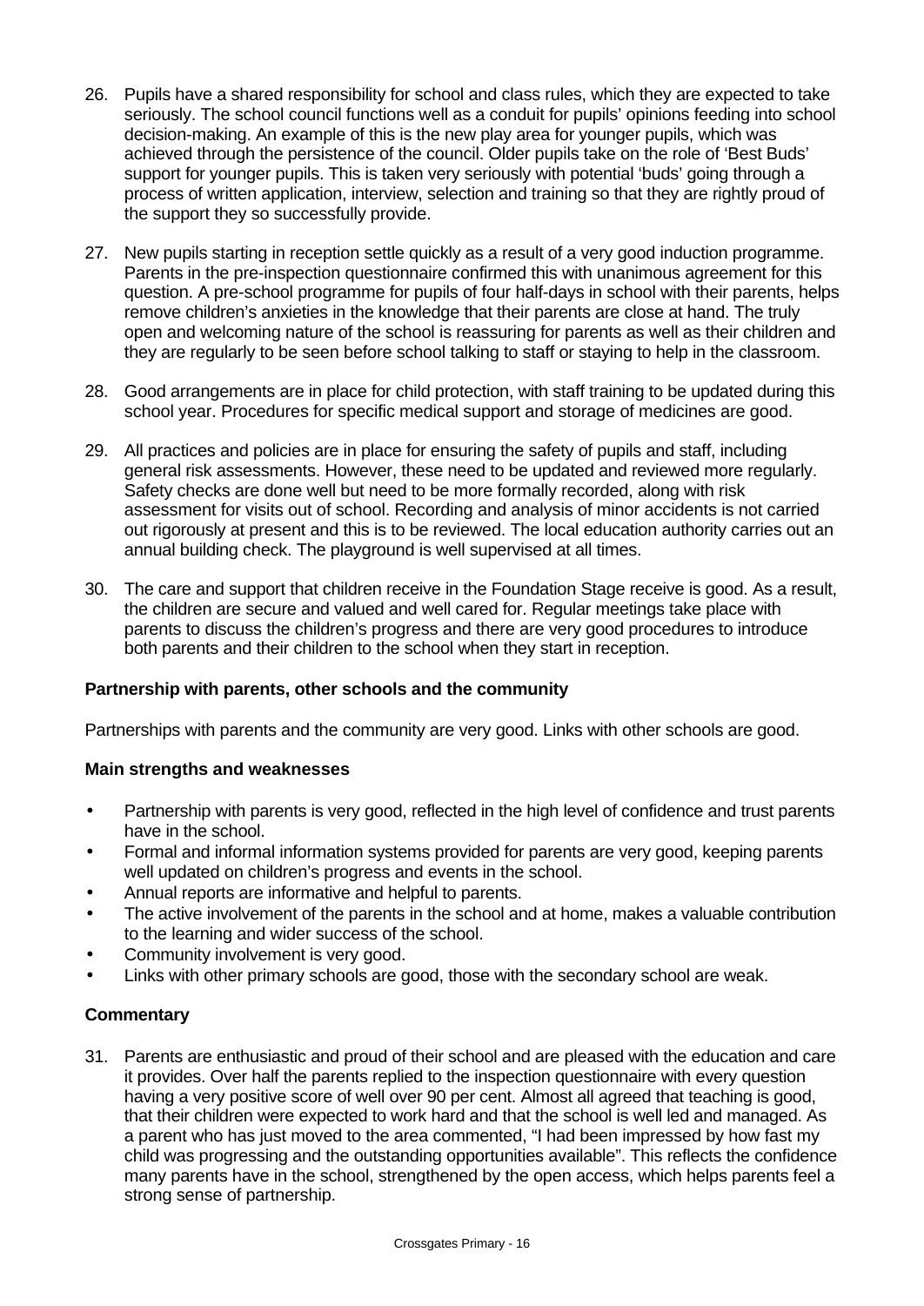26. Pupils have a shared responsibility for school and class rules, which they are expected to take seriously. The school council functions well as a conduit for pupils' opinions feeding into school decision-making. An example of this is the new play area for younger pupils, which was achieved through the persistence of the council. Older pupils take on the role of 'Best Buds' support for younger pupils. This is taken very seriously with potential 'buds' going through a process of written application, interview, selection and training so that they are rightly proud of the support they so successfully provide.

27. New pupils starting in reception settle quickly as a result of a very good induction programme. Parents in the pre-inspection questionnaire confirmed this with unanimous agreement for this question. A pre-school programme for pupils of four half-days in school with their parents, helps remove children's anxieties in the knowledge that their parents are close at hand. The truly open and welcoming nature of the school is reassuring for parents as well as their children and they are regularly to be seen before school talking to staff or staying to help in the classroom.

28. Good arrangements are in place for child protection, with staff training to be updated during this school year. Procedures for specific medical support and storage of medicines are good.

29. All practices and policies are in place for ensuring the safety of pupils and staff, including general risk assessments. However, these need to be updated and reviewed more regularly. Safety checks are done well but need to be more formally recorded, along with risk assessment for visits out of school. Recording and analysis of minor accidents is not carried out rigorously at present and this is to be reviewed. The local education authority carries out an annual building check. The playground is well supervised at all times.

30. The care and support that children receive in the Foundation Stage receive is good. As a result, the children are secure and valued and well cared for. Regular meetings take place with parents to discuss the children's progress and there are very good procedures to introduce both parents and their children to the school when they start in reception.

### Partnership with parents, other schools and the community

Partnerships with parents and the community are very good. Links with other schools are good.

### Main strengths and weaknesses

- Partnership with parents is very good, reflected in the high level of confidence and trust parents have in the school.
- Formal and informal information systems provided for parents are very good, keeping parents well updated on children's progress and events in the school.
- Annual reports are informative and helpful to parents.
- The active involvement of the parents in the school and at home, makes a valuable contribution to the learning and wider success of the school.
- Community involvement is very good.
- Links with other primary schools are good, those with the secondary school are weak.

### Commentary

31. Parents are enthusiastic and proud of their school and are pleased with the education and care it provides. Over half the parents replied to the inspection questionnaire with every question having a very positive score of well over 90 per cent. Almost all agreed that teaching is good, that their children were expected to work hard and that the school is well led and managed. As a parent who has just moved to the area commented, "I had been impressed by how fast my child was progressing and the outstanding opportunities available". This reflects the confidence many parents have in the school, strengthened by the open access, which helps parents feel a strong sense of partnership.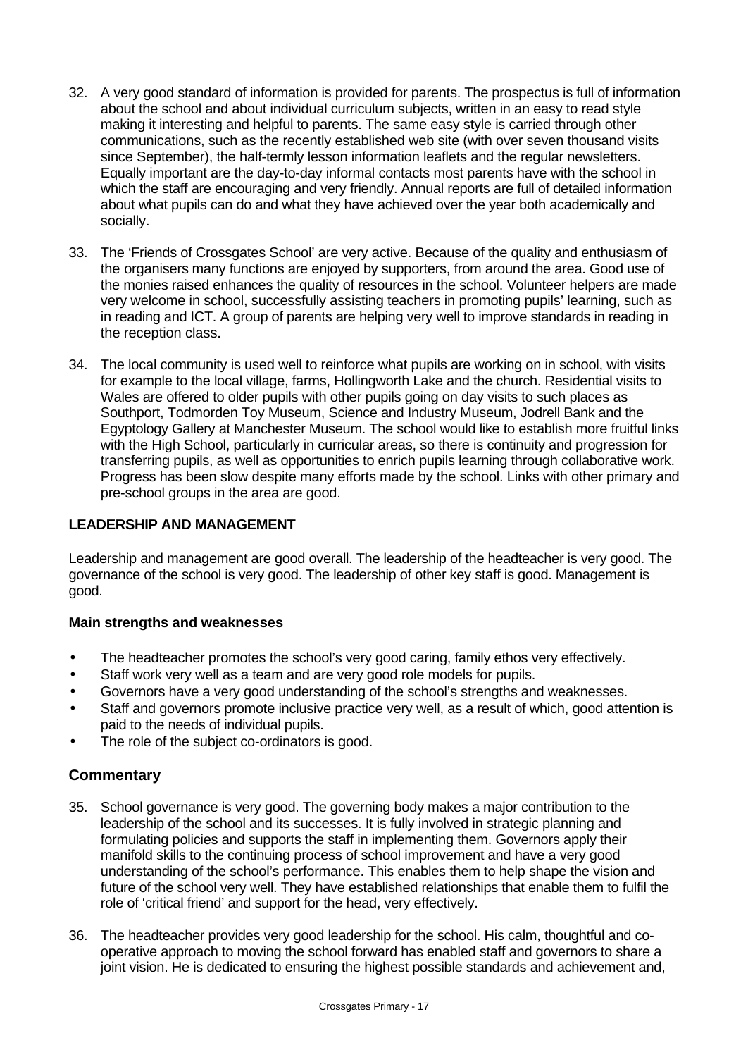32. A very good standard of information is provided for parents. The prospectus is full of information about the school and about individual curriculum subjects, written in an easy to read style making it interesting and helpful to parents. The same easy style is carried through other communications, such as the recently established web site (with over seven thousand visits since September), the half-termly lesson information leaflets and the regular newsletters. Equally important are the day-to-day informal contacts most parents have with the school in which the staff are encouraging and very friendly. Annual reports are full of detailed information about what pupils can do and what they have achieved over the year both academically and socially.

33. The 'Friends of Crossgates School' are very active. Because of the quality and enthusiasm of the organisers many functions are enjoyed by supporters, from around the area. Good use of the monies raised enhances the quality of resources in the school. Volunteer helpers are made very welcome in school, successfully assisting teachers in promoting pupils' learning, such as in reading and ICT. A group of parents are helping very well to improve standards in reading in the reception class.

34. The local community is used well to reinforce what pupils are working on in school, with visits for example to the local village, farms, Hollingworth Lake and the church. Residential visits to Wales are offered to older pupils with other pupils going on day visits to such places as Southport, Todmorden Toy Museum, Science and Industry Museum, Jodrell Bank and the Egyptology Gallery at Manchester Museum. The school would like to establish more fruitful links with the High School, particularly in curricular areas, so there is continuity and progression for transferring pupils, as well as opportunities to enrich pupils learning through collaborative work. Progress has been slow despite many efforts made by the school. Links with other primary and pre-school groups in the area are good.

## LEADERSHIP AND MANAGEMENT

Leadership and management are good overall. The leadership of the headteacher is very good. The governance of the school is very good. The leadership of other key staff is good. Management is good.

### Main strengths and weaknesses

- The headteacher promotes the school's very good caring, family ethos very effectively.
- Staff work very well as a team and are very good role models for pupils.
- Governors have a very good understanding of the school's strengths and weaknesses.
- Staff and governors promote inclusive practice very well, as a result of which, good attention is paid to the needs of individual pupils.
- The role of the subject co-ordinators is good.

## Commentary

35. School governance is very good. The governing body makes a major contribution to the leadership of the school and its successes. It is fully involved in strategic planning and formulating policies and supports the staff in implementing them. Governors apply their manifold skills to the continuing process of school improvement and have a very good understanding of the school's performance. This enables them to help shape the vision and future of the school very well. They have established relationships that enable them to fulfil the role of 'critical friend' and support for the head, very effectively.

36. The headteacher provides very good leadership for the school. His calm, thoughtful and co-operative approach to moving the school forward has enabled staff and governors to share a joint vision. He is dedicated to ensuring the highest possible standards and achievement and,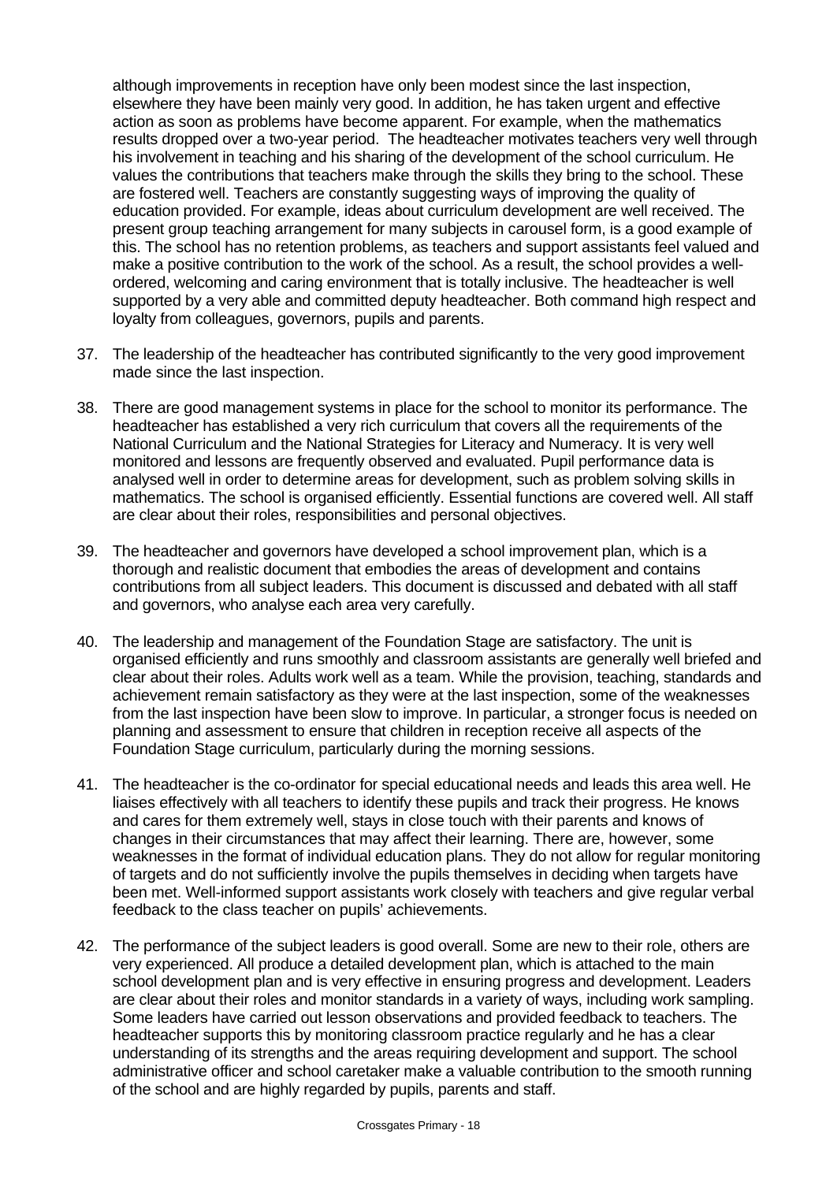although improvements in reception have only been modest since the last inspection, elsewhere they have been mainly very good. In addition, he has taken urgent and effective action as soon as problems have become apparent. For example, when the mathematics results dropped over a two-year period. The headteacher motivates teachers very well through his involvement in teaching and his sharing of the development of the school curriculum. He values the contributions that teachers make through the skills they bring to the school. These are fostered well. Teachers are constantly suggesting ways of improving the quality of education provided. For example, ideas about curriculum development are well received. The present group teaching arrangement for many subjects in carousel form, is a good example of this. The school has no retention problems, as teachers and support assistants feel valued and make a positive contribution to the work of the school. As a result, the school provides a well-ordered, welcoming and caring environment that is totally inclusive. The headteacher is well supported by a very able and committed deputy headteacher. Both command high respect and loyalty from colleagues, governors, pupils and parents.

37. The leadership of the headteacher has contributed significantly to the very good improvement made since the last inspection.

38. There are good management systems in place for the school to monitor its performance. The headteacher has established a very rich curriculum that covers all the requirements of the National Curriculum and the National Strategies for Literacy and Numeracy. It is very well monitored and lessons are frequently observed and evaluated. Pupil performance data is analysed well in order to determine areas for development, such as problem solving skills in mathematics. The school is organised efficiently. Essential functions are covered well. All staff are clear about their roles, responsibilities and personal objectives.

39. The headteacher and governors have developed a school improvement plan, which is a thorough and realistic document that embodies the areas of development and contains contributions from all subject leaders. This document is discussed and debated with all staff and governors, who analyse each area very carefully.

40. The leadership and management of the Foundation Stage are satisfactory. The unit is organised efficiently and runs smoothly and classroom assistants are generally well briefed and clear about their roles. Adults work well as a team. While the provision, teaching, standards and achievement remain satisfactory as they were at the last inspection, some of the weaknesses from the last inspection have been slow to improve. In particular, a stronger focus is needed on planning and assessment to ensure that children in reception receive all aspects of the Foundation Stage curriculum, particularly during the morning sessions.

41. The headteacher is the co-ordinator for special educational needs and leads this area well. He liaises effectively with all teachers to identify these pupils and track their progress. He knows and cares for them extremely well, stays in close touch with their parents and knows of changes in their circumstances that may affect their learning. There are, however, some weaknesses in the format of individual education plans. They do not allow for regular monitoring of targets and do not sufficiently involve the pupils themselves in deciding when targets have been met. Well-informed support assistants work closely with teachers and give regular verbal feedback to the class teacher on pupils' achievements.

42. The performance of the subject leaders is good overall. Some are new to their role, others are very experienced. All produce a detailed development plan, which is attached to the main school development plan and is very effective in ensuring progress and development. Leaders are clear about their roles and monitor standards in a variety of ways, including work sampling. Some leaders have carried out lesson observations and provided feedback to teachers. The headteacher supports this by monitoring classroom practice regularly and he has a clear understanding of its strengths and the areas requiring development and support. The school administrative officer and school caretaker make a valuable contribution to the smooth running of the school and are highly regarded by pupils, parents and staff.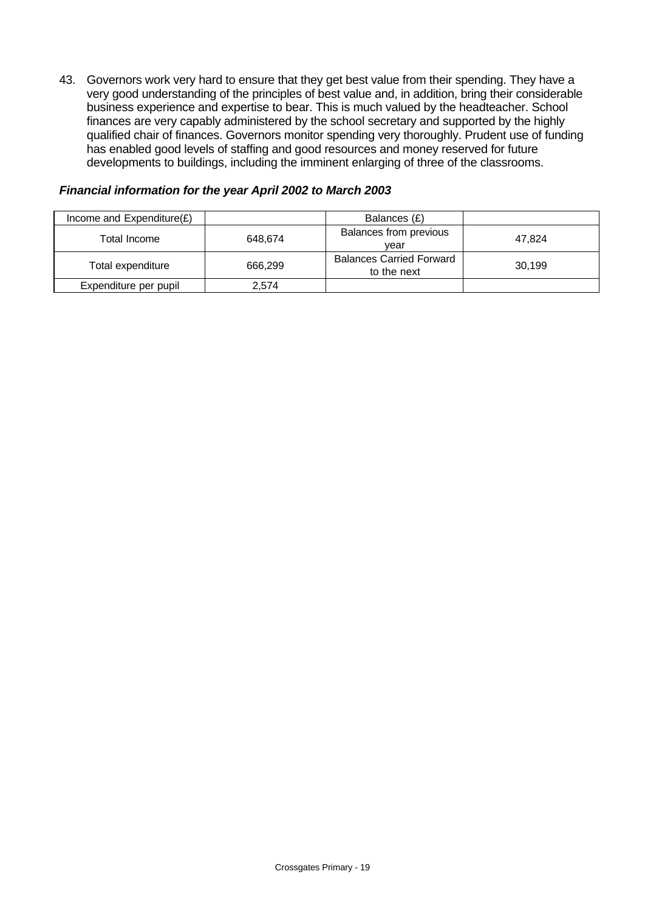43. Governors work very hard to ensure that they get best value from their spending. They have a very good understanding of the principles of best value and, in addition, bring their considerable business experience and expertise to bear. This is much valued by the headteacher. School finances are very capably administered by the school secretary and supported by the highly qualified chair of finances. Governors monitor spending very thoroughly. Prudent use of funding has enabled good levels of staffing and good resources and money reserved for future developments to buildings, including the imminent enlarging of three of the classrooms.

***Financial information for the year April 2002 to March 2003***

| Income and Expenditure(£) | | Balances (£) | |
|---|---|---|---|
| Total Income | 648,674 | Balances from previous year | 47,824 |
| Total expenditure | 666,299 | Balances Carried Forward to the next | 30,199 |
| Expenditure per pupil | 2,574 | | |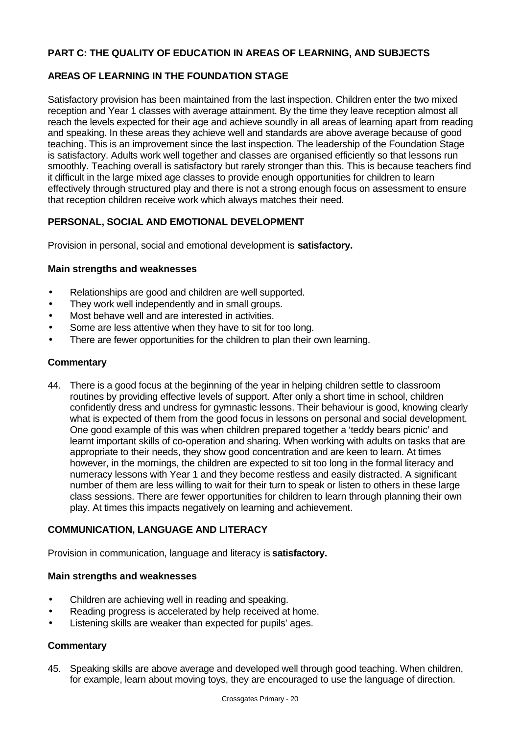## PART C: THE QUALITY OF EDUCATION IN AREAS OF LEARNING, AND SUBJECTS

### AREAS OF LEARNING IN THE FOUNDATION STAGE

Satisfactory provision has been maintained from the last inspection. Children enter the two mixed reception and Year 1 classes with average attainment. By the time they leave reception almost all reach the levels expected for their age and achieve soundly in all areas of learning apart from reading and speaking. In these areas they achieve well and standards are above average because of good teaching. This is an improvement since the last inspection. The leadership of the Foundation Stage is satisfactory. Adults work well together and classes are organised efficiently so that lessons run smoothly. Teaching overall is satisfactory but rarely stronger than this. This is because teachers find it difficult in the large mixed age classes to provide enough opportunities for children to learn effectively through structured play and there is not a strong enough focus on assessment to ensure that reception children receive work which always matches their need.

### PERSONAL, SOCIAL AND EMOTIONAL DEVELOPMENT

Provision in personal, social and emotional development is **satisfactory.**

**Main strengths and weaknesses**

- Relationships are good and children are well supported.
- They work well independently and in small groups.
- Most behave well and are interested in activities.
- Some are less attentive when they have to sit for too long.
- There are fewer opportunities for the children to plan their own learning.

**Commentary**

44. There is a good focus at the beginning of the year in helping children settle to classroom routines by providing effective levels of support. After only a short time in school, children confidently dress and undress for gymnastic lessons. Their behaviour is good, knowing clearly what is expected of them from the good focus in lessons on personal and social development. One good example of this was when children prepared together a 'teddy bears picnic' and learnt important skills of co-operation and sharing. When working with adults on tasks that are appropriate to their needs, they show good concentration and are keen to learn. At times however, in the mornings, the children are expected to sit too long in the formal literacy and numeracy lessons with Year 1 and they become restless and easily distracted. A significant number of them are less willing to wait for their turn to speak or listen to others in these large class sessions. There are fewer opportunities for children to learn through planning their own play. At times this impacts negatively on learning and achievement.

### COMMUNICATION, LANGUAGE AND LITERACY

Provision in communication, language and literacy is **satisfactory.**

**Main strengths and weaknesses**

- Children are achieving well in reading and speaking.
- Reading progress is accelerated by help received at home.
- Listening skills are weaker than expected for pupils' ages.

**Commentary**

45. Speaking skills are above average and developed well through good teaching. When children, for example, learn about moving toys, they are encouraged to use the language of direction.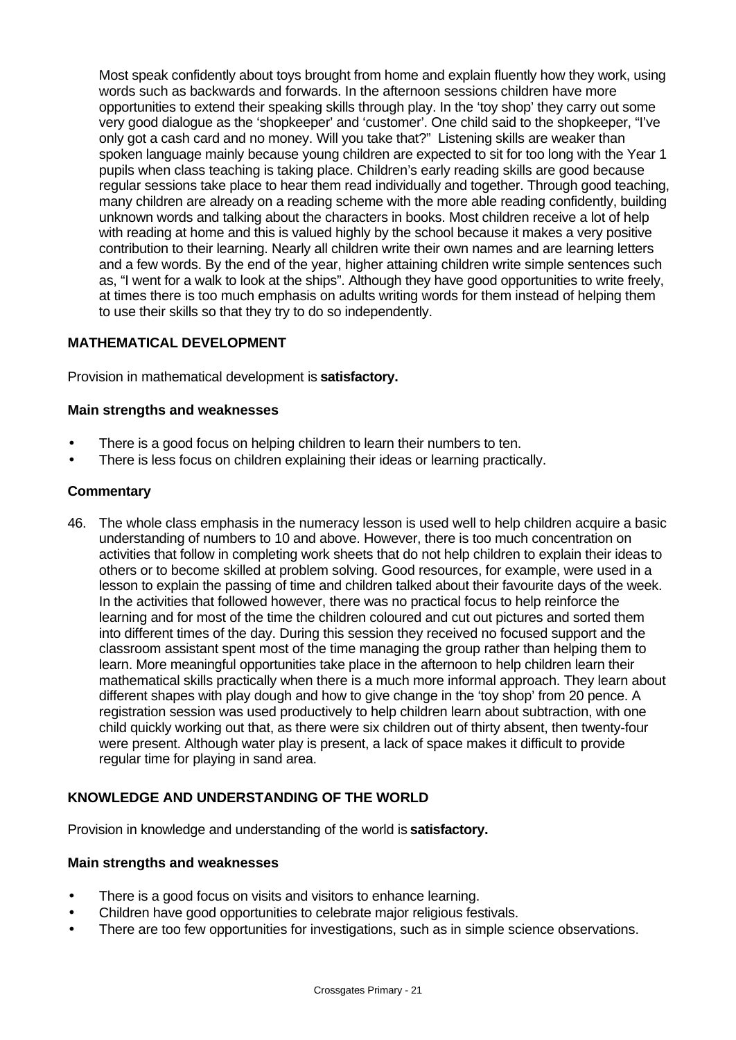Most speak confidently about toys brought from home and explain fluently how they work, using words such as backwards and forwards. In the afternoon sessions children have more opportunities to extend their speaking skills through play. In the 'toy shop' they carry out some very good dialogue as the 'shopkeeper' and 'customer'. One child said to the shopkeeper, "I've only got a cash card and no money. Will you take that?" Listening skills are weaker than spoken language mainly because young children are expected to sit for too long with the Year 1 pupils when class teaching is taking place. Children's early reading skills are good because regular sessions take place to hear them read individually and together. Through good teaching, many children are already on a reading scheme with the more able reading confidently, building unknown words and talking about the characters in books. Most children receive a lot of help with reading at home and this is valued highly by the school because it makes a very positive contribution to their learning. Nearly all children write their own names and are learning letters and a few words. By the end of the year, higher attaining children write simple sentences such as, "I went for a walk to look at the ships". Although they have good opportunities to write freely, at times there is too much emphasis on adults writing words for them instead of helping them to use their skills so that they try to do so independently.

## MATHEMATICAL DEVELOPMENT

Provision in mathematical development is **satisfactory.**

### Main strengths and weaknesses

- There is a good focus on helping children to learn their numbers to ten.
- There is less focus on children explaining their ideas or learning practically.

### Commentary

46. The whole class emphasis in the numeracy lesson is used well to help children acquire a basic understanding of numbers to 10 and above. However, there is too much concentration on activities that follow in completing work sheets that do not help children to explain their ideas to others or to become skilled at problem solving. Good resources, for example, were used in a lesson to explain the passing of time and children talked about their favourite days of the week. In the activities that followed however, there was no practical focus to help reinforce the learning and for most of the time the children coloured and cut out pictures and sorted them into different times of the day. During this session they received no focused support and the classroom assistant spent most of the time managing the group rather than helping them to learn. More meaningful opportunities take place in the afternoon to help children learn their mathematical skills practically when there is a much more informal approach. They learn about different shapes with play dough and how to give change in the 'toy shop' from 20 pence. A registration session was used productively to help children learn about subtraction, with one child quickly working out that, as there were six children out of thirty absent, then twenty-four were present. Although water play is present, a lack of space makes it difficult to provide regular time for playing in sand area.

## KNOWLEDGE AND UNDERSTANDING OF THE WORLD

Provision in knowledge and understanding of the world is **satisfactory.**

### Main strengths and weaknesses

- There is a good focus on visits and visitors to enhance learning.
- Children have good opportunities to celebrate major religious festivals.
- There are too few opportunities for investigations, such as in simple science observations.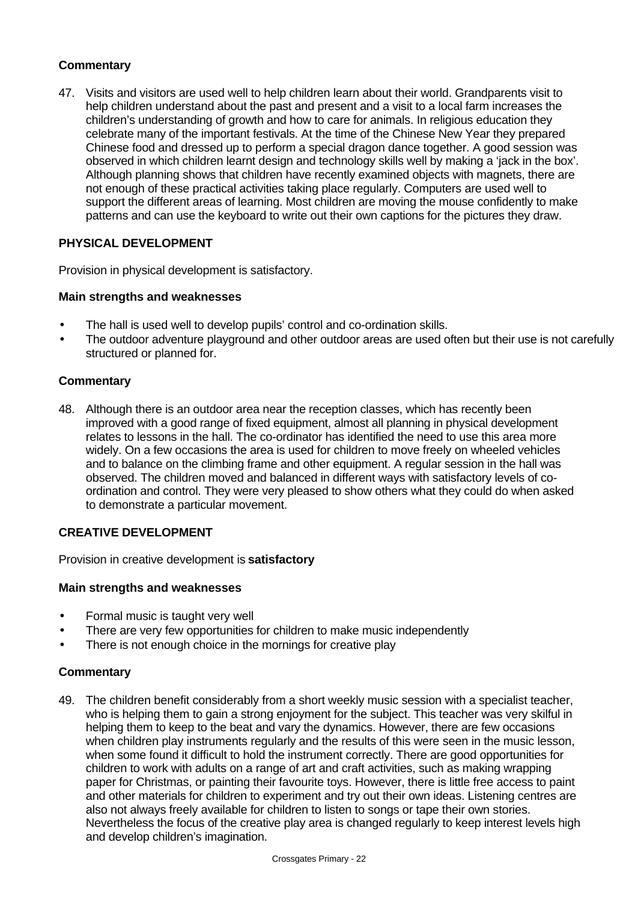**Commentary**

47. Visits and visitors are used well to help children learn about their world. Grandparents visit to help children understand about the past and present and a visit to a local farm increases the children's understanding of growth and how to care for animals. In religious education they celebrate many of the important festivals. At the time of the Chinese New Year they prepared Chinese food and dressed up to perform a special dragon dance together. A good session was observed in which children learnt design and technology skills well by making a 'jack in the box'. Although planning shows that children have recently examined objects with magnets, there are not enough of these practical activities taking place regularly. Computers are used well to support the different areas of learning. Most children are moving the mouse confidently to make patterns and can use the keyboard to write out their own captions for the pictures they draw.

**PHYSICAL DEVELOPMENT**

Provision in physical development is satisfactory.

**Main strengths and weaknesses**

- The hall is used well to develop pupils' control and co-ordination skills.
- The outdoor adventure playground and other outdoor areas are used often but their use is not carefully structured or planned for.

**Commentary**

48. Although there is an outdoor area near the reception classes, which has recently been improved with a good range of fixed equipment, almost all planning in physical development relates to lessons in the hall. The co-ordinator has identified the need to use this area more widely. On a few occasions the area is used for children to move freely on wheeled vehicles and to balance on the climbing frame and other equipment. A regular session in the hall was observed. The children moved and balanced in different ways with satisfactory levels of co-ordination and control. They were very pleased to show others what they could do when asked to demonstrate a particular movement.

**CREATIVE DEVELOPMENT**

Provision in creative development is **satisfactory**

**Main strengths and weaknesses**

- Formal music is taught very well
- There are very few opportunities for children to make music independently
- There is not enough choice in the mornings for creative play

**Commentary**

49. The children benefit considerably from a short weekly music session with a specialist teacher, who is helping them to gain a strong enjoyment for the subject. This teacher was very skilful in helping them to keep to the beat and vary the dynamics. However, there are few occasions when children play instruments regularly and the results of this were seen in the music lesson, when some found it difficult to hold the instrument correctly. There are good opportunities for children to work with adults on a range of art and craft activities, such as making wrapping paper for Christmas, or painting their favourite toys. However, there is little free access to paint and other materials for children to experiment and try out their own ideas. Listening centres are also not always freely available for children to listen to songs or tape their own stories. Nevertheless the focus of the creative play area is changed regularly to keep interest levels high and develop children's imagination.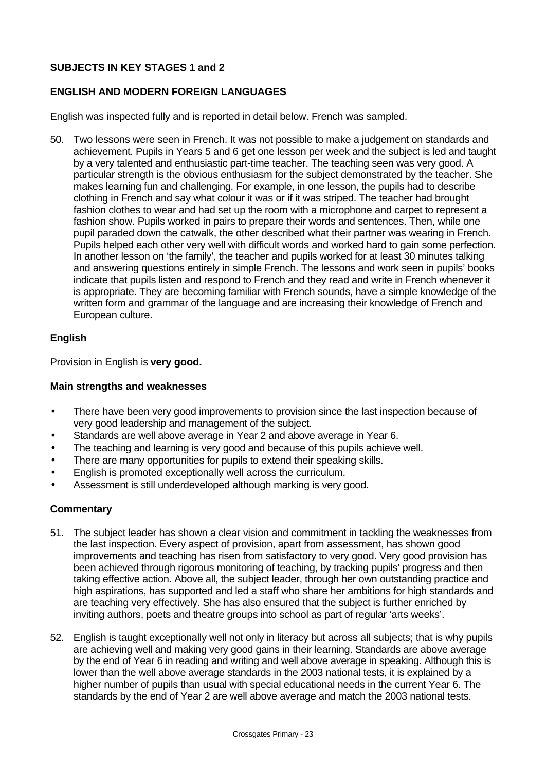## SUBJECTS IN KEY STAGES 1 and 2

### ENGLISH AND MODERN FOREIGN LANGUAGES

English was inspected fully and is reported in detail below. French was sampled.

50. Two lessons were seen in French. It was not possible to make a judgement on standards and achievement. Pupils in Years 5 and 6 get one lesson per week and the subject is led and taught by a very talented and enthusiastic part-time teacher. The teaching seen was very good. A particular strength is the obvious enthusiasm for the subject demonstrated by the teacher. She makes learning fun and challenging. For example, in one lesson, the pupils had to describe clothing in French and say what colour it was or if it was striped. The teacher had brought fashion clothes to wear and had set up the room with a microphone and carpet to represent a fashion show. Pupils worked in pairs to prepare their words and sentences. Then, while one pupil paraded down the catwalk, the other described what their partner was wearing in French. Pupils helped each other very well with difficult words and worked hard to gain some perfection. In another lesson on 'the family', the teacher and pupils worked for at least 30 minutes talking and answering questions entirely in simple French. The lessons and work seen in pupils' books indicate that pupils listen and respond to French and they read and write in French whenever it is appropriate. They are becoming familiar with French sounds, have a simple knowledge of the written form and grammar of the language and are increasing their knowledge of French and European culture.

### English

Provision in English is **very good.**

#### Main strengths and weaknesses

- There have been very good improvements to provision since the last inspection because of very good leadership and management of the subject.
- Standards are well above average in Year 2 and above average in Year 6.
- The teaching and learning is very good and because of this pupils achieve well.
- There are many opportunities for pupils to extend their speaking skills.
- English is promoted exceptionally well across the curriculum.
- Assessment is still underdeveloped although marking is very good.

#### Commentary

51. The subject leader has shown a clear vision and commitment in tackling the weaknesses from the last inspection. Every aspect of provision, apart from assessment, has shown good improvements and teaching has risen from satisfactory to very good. Very good provision has been achieved through rigorous monitoring of teaching, by tracking pupils' progress and then taking effective action. Above all, the subject leader, through her own outstanding practice and high aspirations, has supported and led a staff who share her ambitions for high standards and are teaching very effectively. She has also ensured that the subject is further enriched by inviting authors, poets and theatre groups into school as part of regular 'arts weeks'.

52. English is taught exceptionally well not only in literacy but across all subjects; that is why pupils are achieving well and making very good gains in their learning. Standards are above average by the end of Year 6 in reading and writing and well above average in speaking. Although this is lower than the well above average standards in the 2003 national tests, it is explained by a higher number of pupils than usual with special educational needs in the current Year 6. The standards by the end of Year 2 are well above average and match the 2003 national tests.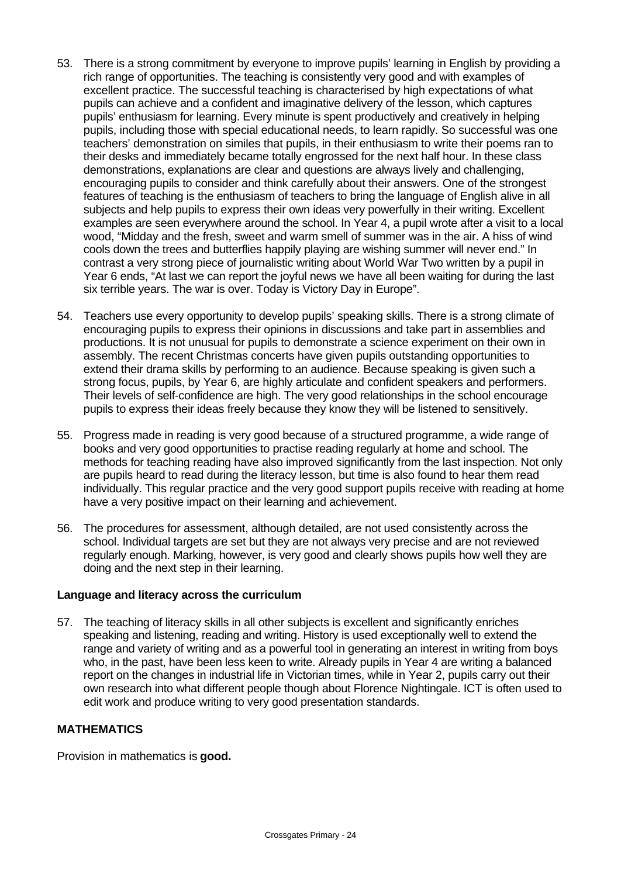53. There is a strong commitment by everyone to improve pupils' learning in English by providing a rich range of opportunities. The teaching is consistently very good and with examples of excellent practice. The successful teaching is characterised by high expectations of what pupils can achieve and a confident and imaginative delivery of the lesson, which captures pupils' enthusiasm for learning. Every minute is spent productively and creatively in helping pupils, including those with special educational needs, to learn rapidly. So successful was one teachers' demonstration on similes that pupils, in their enthusiasm to write their poems ran to their desks and immediately became totally engrossed for the next half hour. In these class demonstrations, explanations are clear and questions are always lively and challenging, encouraging pupils to consider and think carefully about their answers. One of the strongest features of teaching is the enthusiasm of teachers to bring the language of English alive in all subjects and help pupils to express their own ideas very powerfully in their writing. Excellent examples are seen everywhere around the school. In Year 4, a pupil wrote after a visit to a local wood, "Midday and the fresh, sweet and warm smell of summer was in the air. A hiss of wind cools down the trees and butterflies happily playing are wishing summer will never end." In contrast a very strong piece of journalistic writing about World War Two written by a pupil in Year 6 ends, "At last we can report the joyful news we have all been waiting for during the last six terrible years. The war is over. Today is Victory Day in Europe".

54. Teachers use every opportunity to develop pupils' speaking skills. There is a strong climate of encouraging pupils to express their opinions in discussions and take part in assemblies and productions. It is not unusual for pupils to demonstrate a science experiment on their own in assembly. The recent Christmas concerts have given pupils outstanding opportunities to extend their drama skills by performing to an audience. Because speaking is given such a strong focus, pupils, by Year 6, are highly articulate and confident speakers and performers. Their levels of self-confidence are high. The very good relationships in the school encourage pupils to express their ideas freely because they know they will be listened to sensitively.

55. Progress made in reading is very good because of a structured programme, a wide range of books and very good opportunities to practise reading regularly at home and school. The methods for teaching reading have also improved significantly from the last inspection. Not only are pupils heard to read during the literacy lesson, but time is also found to hear them read individually. This regular practice and the very good support pupils receive with reading at home have a very positive impact on their learning and achievement.

56. The procedures for assessment, although detailed, are not used consistently across the school. Individual targets are set but they are not always very precise and are not reviewed regularly enough. Marking, however, is very good and clearly shows pupils how well they are doing and the next step in their learning.

### Language and literacy across the curriculum

57. The teaching of literacy skills in all other subjects is excellent and significantly enriches speaking and listening, reading and writing. History is used exceptionally well to extend the range and variety of writing and as a powerful tool in generating an interest in writing from boys who, in the past, have been less keen to write. Already pupils in Year 4 are writing a balanced report on the changes in industrial life in Victorian times, while in Year 2, pupils carry out their own research into what different people though about Florence Nightingale. ICT is often used to edit work and produce writing to very good presentation standards.

## MATHEMATICS

Provision in mathematics is **good.**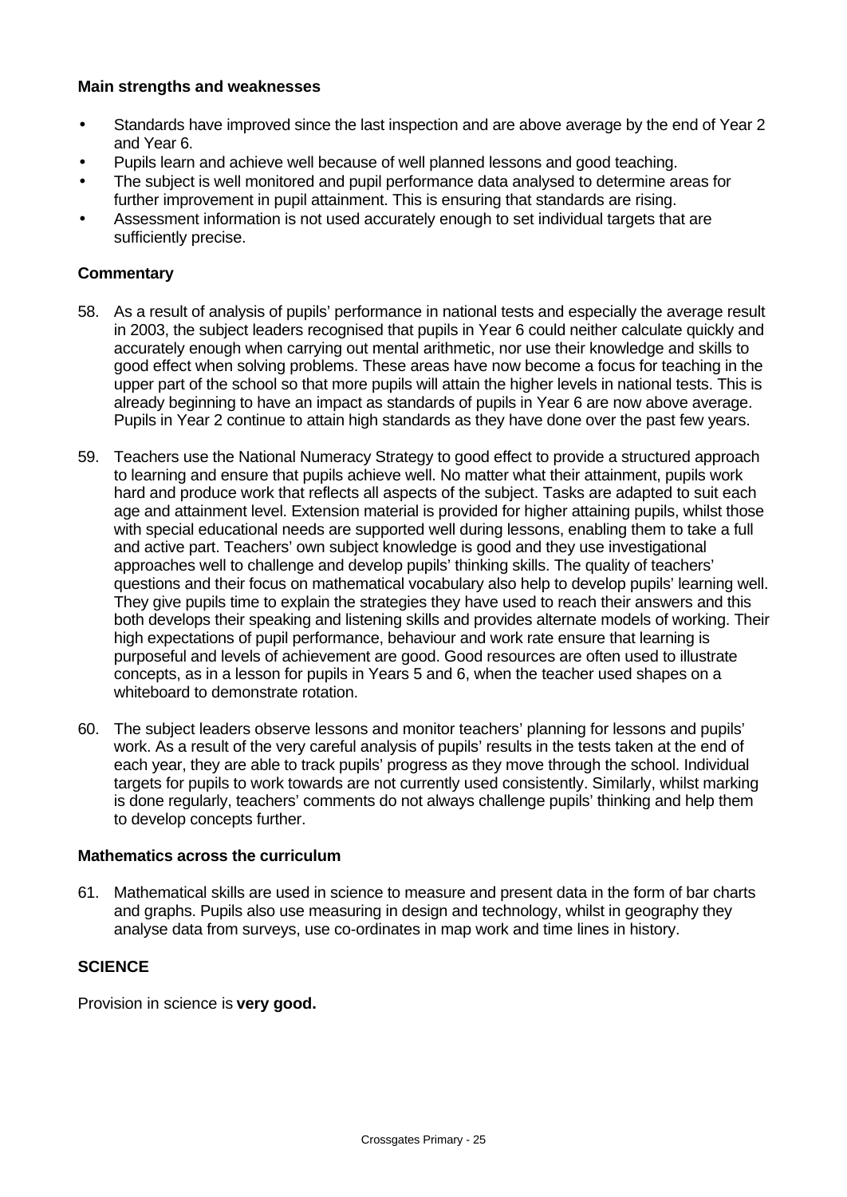**Main strengths and weaknesses**

- Standards have improved since the last inspection and are above average by the end of Year 2 and Year 6.
- Pupils learn and achieve well because of well planned lessons and good teaching.
- The subject is well monitored and pupil performance data analysed to determine areas for further improvement in pupil attainment. This is ensuring that standards are rising.
- Assessment information is not used accurately enough to set individual targets that are sufficiently precise.

**Commentary**

58. As a result of analysis of pupils' performance in national tests and especially the average result in 2003, the subject leaders recognised that pupils in Year 6 could neither calculate quickly and accurately enough when carrying out mental arithmetic, nor use their knowledge and skills to good effect when solving problems. These areas have now become a focus for teaching in the upper part of the school so that more pupils will attain the higher levels in national tests. This is already beginning to have an impact as standards of pupils in Year 6 are now above average. Pupils in Year 2 continue to attain high standards as they have done over the past few years.

59. Teachers use the National Numeracy Strategy to good effect to provide a structured approach to learning and ensure that pupils achieve well. No matter what their attainment, pupils work hard and produce work that reflects all aspects of the subject. Tasks are adapted to suit each age and attainment level. Extension material is provided for higher attaining pupils, whilst those with special educational needs are supported well during lessons, enabling them to take a full and active part. Teachers' own subject knowledge is good and they use investigational approaches well to challenge and develop pupils' thinking skills. The quality of teachers' questions and their focus on mathematical vocabulary also help to develop pupils' learning well. They give pupils time to explain the strategies they have used to reach their answers and this both develops their speaking and listening skills and provides alternate models of working. Their high expectations of pupil performance, behaviour and work rate ensure that learning is purposeful and levels of achievement are good. Good resources are often used to illustrate concepts, as in a lesson for pupils in Years 5 and 6, when the teacher used shapes on a whiteboard to demonstrate rotation.

60. The subject leaders observe lessons and monitor teachers' planning for lessons and pupils' work. As a result of the very careful analysis of pupils' results in the tests taken at the end of each year, they are able to track pupils' progress as they move through the school. Individual targets for pupils to work towards are not currently used consistently. Similarly, whilst marking is done regularly, teachers' comments do not always challenge pupils' thinking and help them to develop concepts further.

**Mathematics across the curriculum**

61. Mathematical skills are used in science to measure and present data in the form of bar charts and graphs. Pupils also use measuring in design and technology, whilst in geography they analyse data from surveys, use co-ordinates in map work and time lines in history.

## SCIENCE

Provision in science is **very good.**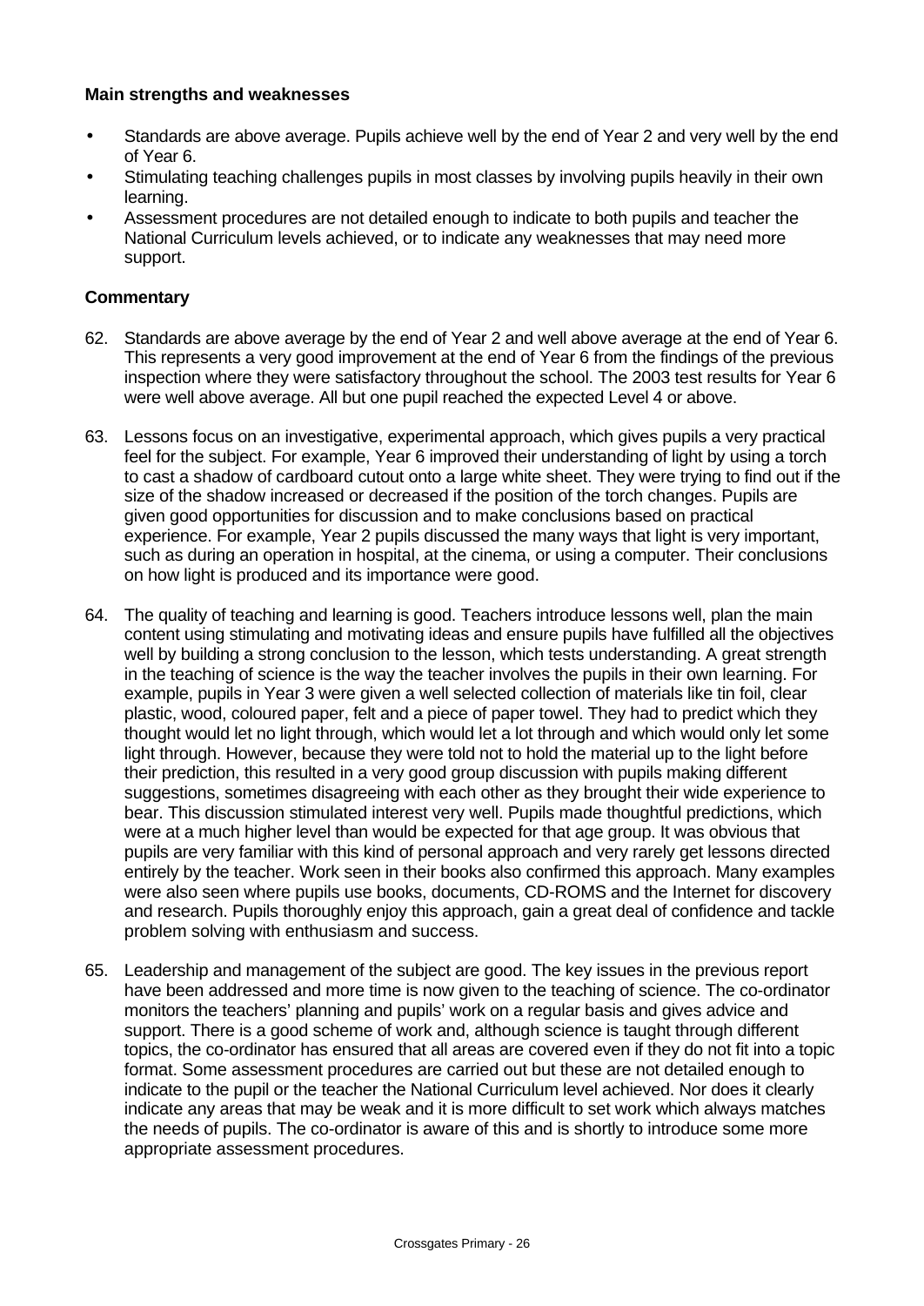**Main strengths and weaknesses**

- Standards are above average. Pupils achieve well by the end of Year 2 and very well by the end of Year 6.
- Stimulating teaching challenges pupils in most classes by involving pupils heavily in their own learning.
- Assessment procedures are not detailed enough to indicate to both pupils and teacher the National Curriculum levels achieved, or to indicate any weaknesses that may need more support.

**Commentary**

62. Standards are above average by the end of Year 2 and well above average at the end of Year 6. This represents a very good improvement at the end of Year 6 from the findings of the previous inspection where they were satisfactory throughout the school. The 2003 test results for Year 6 were well above average. All but one pupil reached the expected Level 4 or above.

63. Lessons focus on an investigative, experimental approach, which gives pupils a very practical feel for the subject. For example, Year 6 improved their understanding of light by using a torch to cast a shadow of cardboard cutout onto a large white sheet. They were trying to find out if the size of the shadow increased or decreased if the position of the torch changes. Pupils are given good opportunities for discussion and to make conclusions based on practical experience. For example, Year 2 pupils discussed the many ways that light is very important, such as during an operation in hospital, at the cinema, or using a computer. Their conclusions on how light is produced and its importance were good.

64. The quality of teaching and learning is good. Teachers introduce lessons well, plan the main content using stimulating and motivating ideas and ensure pupils have fulfilled all the objectives well by building a strong conclusion to the lesson, which tests understanding. A great strength in the teaching of science is the way the teacher involves the pupils in their own learning. For example, pupils in Year 3 were given a well selected collection of materials like tin foil, clear plastic, wood, coloured paper, felt and a piece of paper towel. They had to predict which they thought would let no light through, which would let a lot through and which would only let some light through. However, because they were told not to hold the material up to the light before their prediction, this resulted in a very good group discussion with pupils making different suggestions, sometimes disagreeing with each other as they brought their wide experience to bear. This discussion stimulated interest very well. Pupils made thoughtful predictions, which were at a much higher level than would be expected for that age group. It was obvious that pupils are very familiar with this kind of personal approach and very rarely get lessons directed entirely by the teacher. Work seen in their books also confirmed this approach. Many examples were also seen where pupils use books, documents, CD-ROMS and the Internet for discovery and research. Pupils thoroughly enjoy this approach, gain a great deal of confidence and tackle problem solving with enthusiasm and success.

65. Leadership and management of the subject are good. The key issues in the previous report have been addressed and more time is now given to the teaching of science. The co-ordinator monitors the teachers' planning and pupils' work on a regular basis and gives advice and support. There is a good scheme of work and, although science is taught through different topics, the co-ordinator has ensured that all areas are covered even if they do not fit into a topic format. Some assessment procedures are carried out but these are not detailed enough to indicate to the pupil or the teacher the National Curriculum level achieved. Nor does it clearly indicate any areas that may be weak and it is more difficult to set work which always matches the needs of pupils. The co-ordinator is aware of this and is shortly to introduce some more appropriate assessment procedures.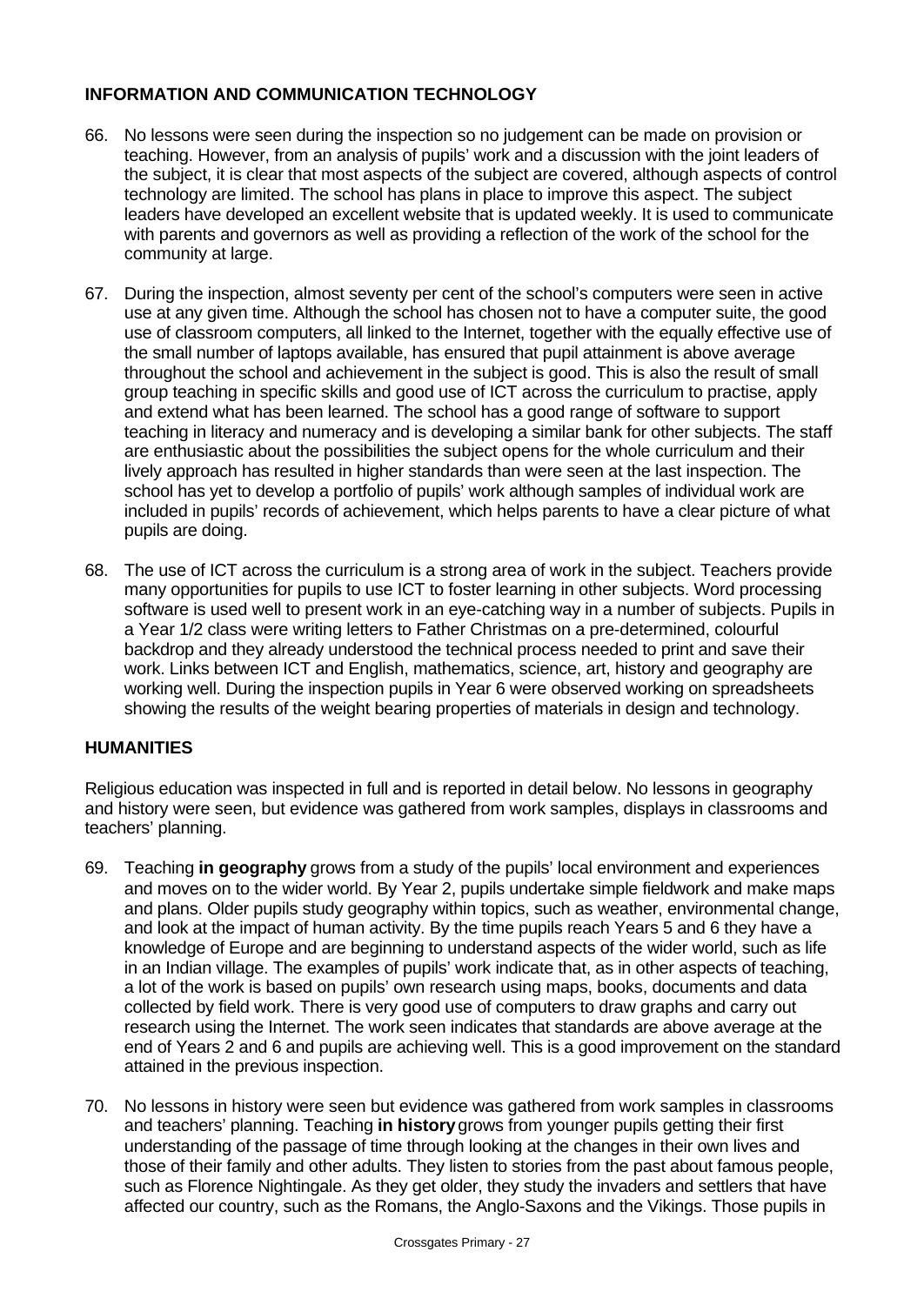## INFORMATION AND COMMUNICATION TECHNOLOGY

66. No lessons were seen during the inspection so no judgement can be made on provision or teaching. However, from an analysis of pupils' work and a discussion with the joint leaders of the subject, it is clear that most aspects of the subject are covered, although aspects of control technology are limited. The school has plans in place to improve this aspect. The subject leaders have developed an excellent website that is updated weekly. It is used to communicate with parents and governors as well as providing a reflection of the work of the school for the community at large.

67. During the inspection, almost seventy per cent of the school's computers were seen in active use at any given time. Although the school has chosen not to have a computer suite, the good use of classroom computers, all linked to the Internet, together with the equally effective use of the small number of laptops available, has ensured that pupil attainment is above average throughout the school and achievement in the subject is good. This is also the result of small group teaching in specific skills and good use of ICT across the curriculum to practise, apply and extend what has been learned. The school has a good range of software to support teaching in literacy and numeracy and is developing a similar bank for other subjects. The staff are enthusiastic about the possibilities the subject opens for the whole curriculum and their lively approach has resulted in higher standards than were seen at the last inspection. The school has yet to develop a portfolio of pupils' work although samples of individual work are included in pupils' records of achievement, which helps parents to have a clear picture of what pupils are doing.

68. The use of ICT across the curriculum is a strong area of work in the subject. Teachers provide many opportunities for pupils to use ICT to foster learning in other subjects. Word processing software is used well to present work in an eye-catching way in a number of subjects. Pupils in a Year 1/2 class were writing letters to Father Christmas on a pre-determined, colourful backdrop and they already understood the technical process needed to print and save their work. Links between ICT and English, mathematics, science, art, history and geography are working well. During the inspection pupils in Year 6 were observed working on spreadsheets showing the results of the weight bearing properties of materials in design and technology.

## HUMANITIES

Religious education was inspected in full and is reported in detail below. No lessons in geography and history were seen, but evidence was gathered from work samples, displays in classrooms and teachers' planning.

69. Teaching **in geography** grows from a study of the pupils' local environment and experiences and moves on to the wider world. By Year 2, pupils undertake simple fieldwork and make maps and plans. Older pupils study geography within topics, such as weather, environmental change, and look at the impact of human activity. By the time pupils reach Years 5 and 6 they have a knowledge of Europe and are beginning to understand aspects of the wider world, such as life in an Indian village. The examples of pupils' work indicate that, as in other aspects of teaching, a lot of the work is based on pupils' own research using maps, books, documents and data collected by field work. There is very good use of computers to draw graphs and carry out research using the Internet. The work seen indicates that standards are above average at the end of Years 2 and 6 and pupils are achieving well. This is a good improvement on the standard attained in the previous inspection.

70. No lessons in history were seen but evidence was gathered from work samples in classrooms and teachers' planning. Teaching **in history** grows from younger pupils getting their first understanding of the passage of time through looking at the changes in their own lives and those of their family and other adults. They listen to stories from the past about famous people, such as Florence Nightingale. As they get older, they study the invaders and settlers that have affected our country, such as the Romans, the Anglo-Saxons and the Vikings. Those pupils in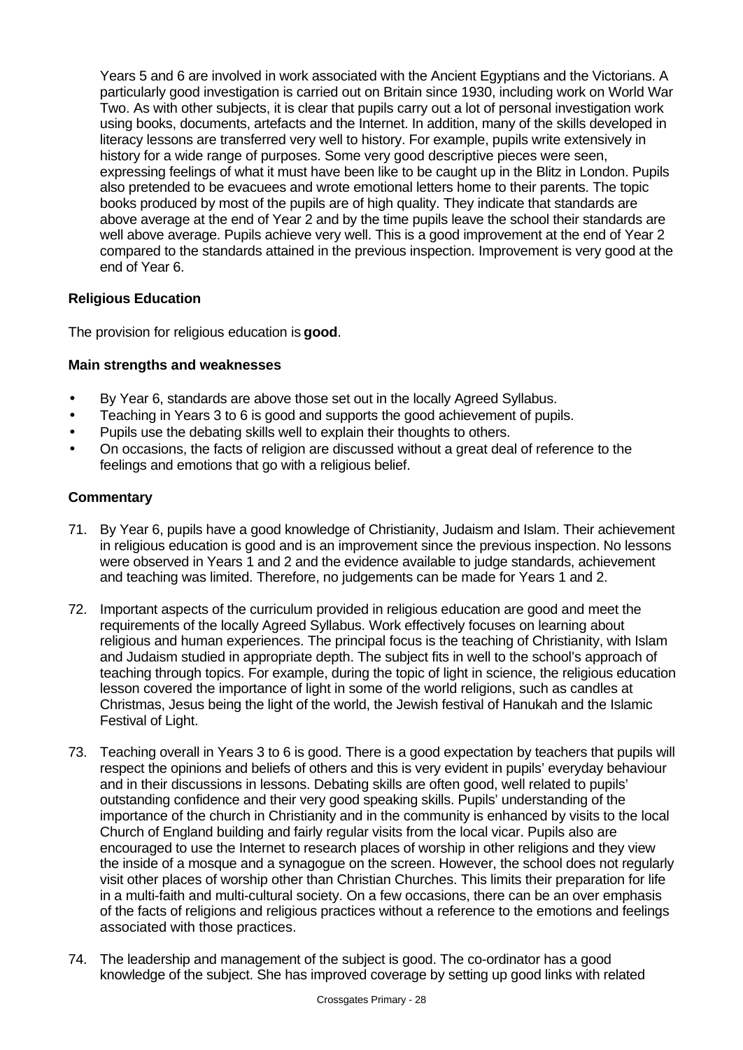Years 5 and 6 are involved in work associated with the Ancient Egyptians and the Victorians. A particularly good investigation is carried out on Britain since 1930, including work on World War Two. As with other subjects, it is clear that pupils carry out a lot of personal investigation work using books, documents, artefacts and the Internet. In addition, many of the skills developed in literacy lessons are transferred very well to history. For example, pupils write extensively in history for a wide range of purposes. Some very good descriptive pieces were seen, expressing feelings of what it must have been like to be caught up in the Blitz in London. Pupils also pretended to be evacuees and wrote emotional letters home to their parents. The topic books produced by most of the pupils are of high quality. They indicate that standards are above average at the end of Year 2 and by the time pupils leave the school their standards are well above average. Pupils achieve very well. This is a good improvement at the end of Year 2 compared to the standards attained in the previous inspection. Improvement is very good at the end of Year 6.

### Religious Education

The provision for religious education is **good**.

#### Main strengths and weaknesses

- By Year 6, standards are above those set out in the locally Agreed Syllabus.
- Teaching in Years 3 to 6 is good and supports the good achievement of pupils.
- Pupils use the debating skills well to explain their thoughts to others.
- On occasions, the facts of religion are discussed without a great deal of reference to the feelings and emotions that go with a religious belief.

#### Commentary

71. By Year 6, pupils have a good knowledge of Christianity, Judaism and Islam. Their achievement in religious education is good and is an improvement since the previous inspection. No lessons were observed in Years 1 and 2 and the evidence available to judge standards, achievement and teaching was limited. Therefore, no judgements can be made for Years 1 and 2.

72. Important aspects of the curriculum provided in religious education are good and meet the requirements of the locally Agreed Syllabus. Work effectively focuses on learning about religious and human experiences. The principal focus is the teaching of Christianity, with Islam and Judaism studied in appropriate depth. The subject fits in well to the school's approach of teaching through topics. For example, during the topic of light in science, the religious education lesson covered the importance of light in some of the world religions, such as candles at Christmas, Jesus being the light of the world, the Jewish festival of Hanukah and the Islamic Festival of Light.

73. Teaching overall in Years 3 to 6 is good. There is a good expectation by teachers that pupils will respect the opinions and beliefs of others and this is very evident in pupils' everyday behaviour and in their discussions in lessons. Debating skills are often good, well related to pupils' outstanding confidence and their very good speaking skills. Pupils' understanding of the importance of the church in Christianity and in the community is enhanced by visits to the local Church of England building and fairly regular visits from the local vicar. Pupils also are encouraged to use the Internet to research places of worship in other religions and they view the inside of a mosque and a synagogue on the screen. However, the school does not regularly visit other places of worship other than Christian Churches. This limits their preparation for life in a multi-faith and multi-cultural society. On a few occasions, there can be an over emphasis of the facts of religions and religious practices without a reference to the emotions and feelings associated with those practices.

74. The leadership and management of the subject is good. The co-ordinator has a good knowledge of the subject. She has improved coverage by setting up good links with related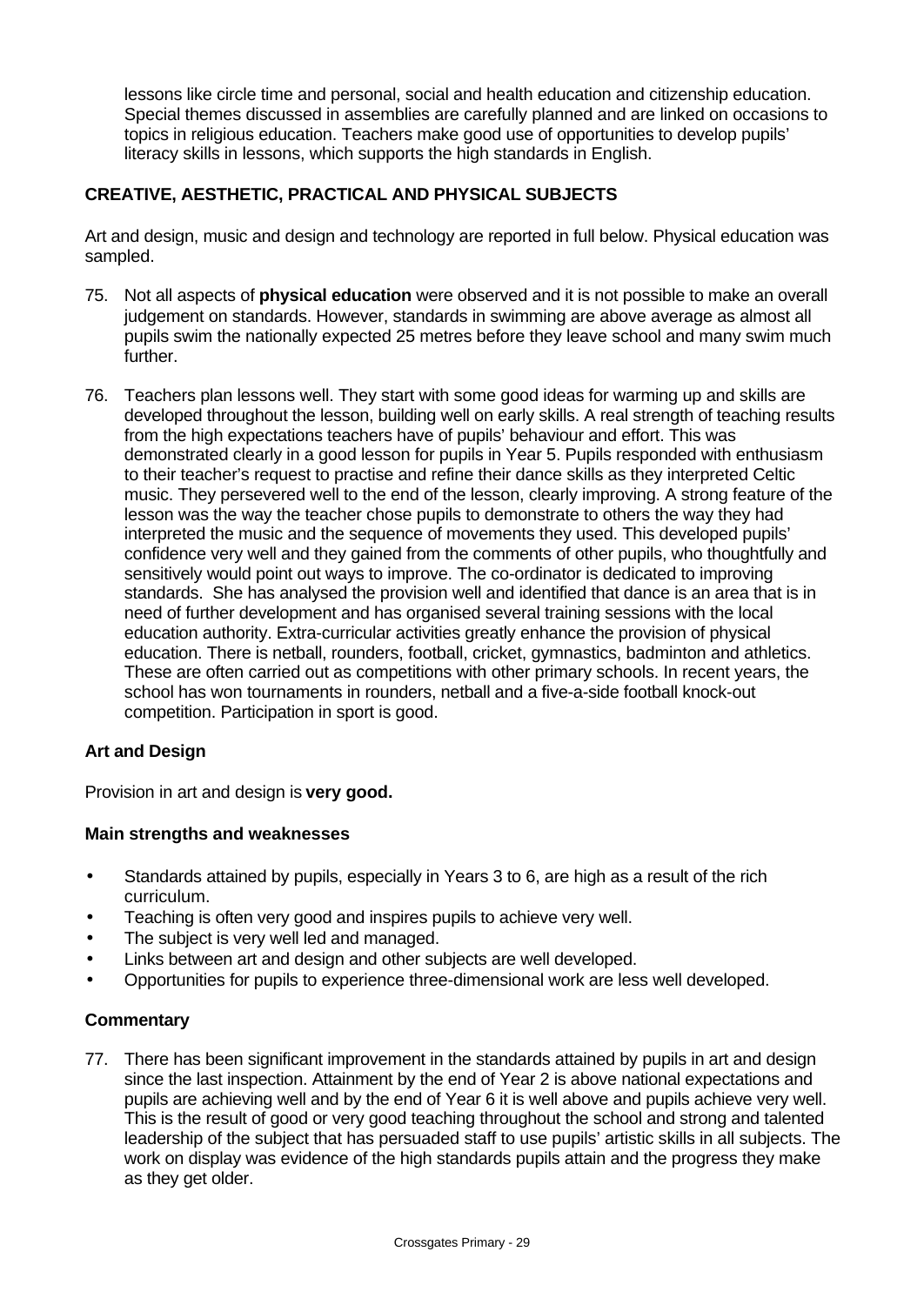lessons like circle time and personal, social and health education and citizenship education. Special themes discussed in assemblies are carefully planned and are linked on occasions to topics in religious education. Teachers make good use of opportunities to develop pupils' literacy skills in lessons, which supports the high standards in English.

## CREATIVE, AESTHETIC, PRACTICAL AND PHYSICAL SUBJECTS

Art and design, music and design and technology are reported in full below. Physical education was sampled.

75. Not all aspects of **physical education** were observed and it is not possible to make an overall judgement on standards. However, standards in swimming are above average as almost all pupils swim the nationally expected 25 metres before they leave school and many swim much further.

76. Teachers plan lessons well. They start with some good ideas for warming up and skills are developed throughout the lesson, building well on early skills. A real strength of teaching results from the high expectations teachers have of pupils' behaviour and effort. This was demonstrated clearly in a good lesson for pupils in Year 5. Pupils responded with enthusiasm to their teacher's request to practise and refine their dance skills as they interpreted Celtic music. They persevered well to the end of the lesson, clearly improving. A strong feature of the lesson was the way the teacher chose pupils to demonstrate to others the way they had interpreted the music and the sequence of movements they used. This developed pupils' confidence very well and they gained from the comments of other pupils, who thoughtfully and sensitively would point out ways to improve. The co-ordinator is dedicated to improving standards. She has analysed the provision well and identified that dance is an area that is in need of further development and has organised several training sessions with the local education authority. Extra-curricular activities greatly enhance the provision of physical education. There is netball, rounders, football, cricket, gymnastics, badminton and athletics. These are often carried out as competitions with other primary schools. In recent years, the school has won tournaments in rounders, netball and a five-a-side football knock-out competition. Participation in sport is good.

### Art and Design

Provision in art and design is **very good.**

#### Main strengths and weaknesses

- Standards attained by pupils, especially in Years 3 to 6, are high as a result of the rich curriculum.
- Teaching is often very good and inspires pupils to achieve very well.
- The subject is very well led and managed.
- Links between art and design and other subjects are well developed.
- Opportunities for pupils to experience three-dimensional work are less well developed.

#### Commentary

77. There has been significant improvement in the standards attained by pupils in art and design since the last inspection. Attainment by the end of Year 2 is above national expectations and pupils are achieving well and by the end of Year 6 it is well above and pupils achieve very well. This is the result of good or very good teaching throughout the school and strong and talented leadership of the subject that has persuaded staff to use pupils' artistic skills in all subjects. The work on display was evidence of the high standards pupils attain and the progress they make as they get older.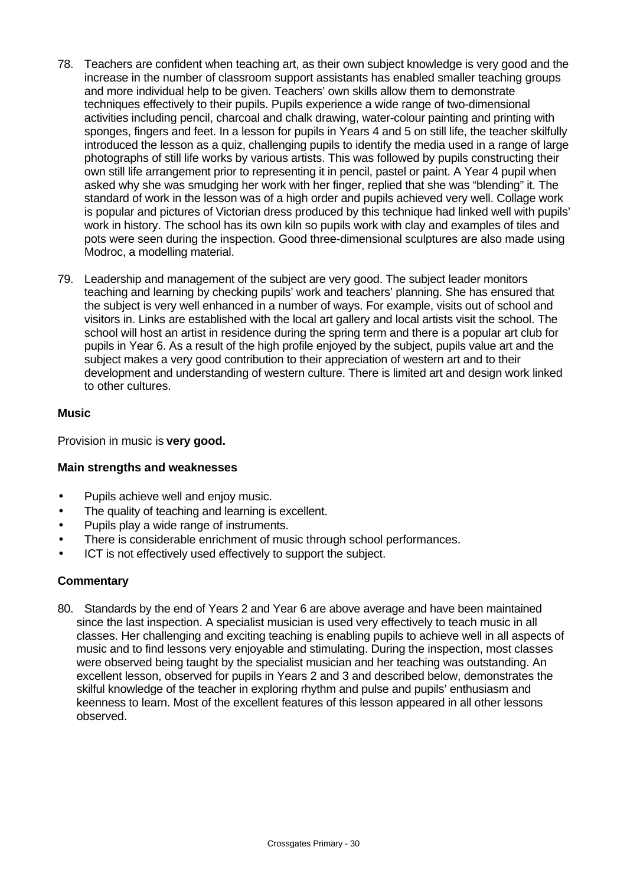78. Teachers are confident when teaching art, as their own subject knowledge is very good and the increase in the number of classroom support assistants has enabled smaller teaching groups and more individual help to be given. Teachers' own skills allow them to demonstrate techniques effectively to their pupils. Pupils experience a wide range of two-dimensional activities including pencil, charcoal and chalk drawing, water-colour painting and printing with sponges, fingers and feet. In a lesson for pupils in Years 4 and 5 on still life, the teacher skilfully introduced the lesson as a quiz, challenging pupils to identify the media used in a range of large photographs of still life works by various artists. This was followed by pupils constructing their own still life arrangement prior to representing it in pencil, pastel or paint. A Year 4 pupil when asked why she was smudging her work with her finger, replied that she was "blending" it. The standard of work in the lesson was of a high order and pupils achieved very well. Collage work is popular and pictures of Victorian dress produced by this technique had linked well with pupils' work in history. The school has its own kiln so pupils work with clay and examples of tiles and pots were seen during the inspection. Good three-dimensional sculptures are also made using Modroc, a modelling material.

79. Leadership and management of the subject are very good. The subject leader monitors teaching and learning by checking pupils' work and teachers' planning. She has ensured that the subject is very well enhanced in a number of ways. For example, visits out of school and visitors in. Links are established with the local art gallery and local artists visit the school. The school will host an artist in residence during the spring term and there is a popular art club for pupils in Year 6. As a result of the high profile enjoyed by the subject, pupils value art and the subject makes a very good contribution to their appreciation of western art and to their development and understanding of western culture. There is limited art and design work linked to other cultures.

### Music

Provision in music is **very good.**

#### Main strengths and weaknesses

- Pupils achieve well and enjoy music.
- The quality of teaching and learning is excellent.
- Pupils play a wide range of instruments.
- There is considerable enrichment of music through school performances.
- ICT is not effectively used effectively to support the subject.

#### Commentary

80. Standards by the end of Years 2 and Year 6 are above average and have been maintained since the last inspection. A specialist musician is used very effectively to teach music in all classes. Her challenging and exciting teaching is enabling pupils to achieve well in all aspects of music and to find lessons very enjoyable and stimulating. During the inspection, most classes were observed being taught by the specialist musician and her teaching was outstanding. An excellent lesson, observed for pupils in Years 2 and 3 and described below, demonstrates the skilful knowledge of the teacher in exploring rhythm and pulse and pupils' enthusiasm and keenness to learn. Most of the excellent features of this lesson appeared in all other lessons observed.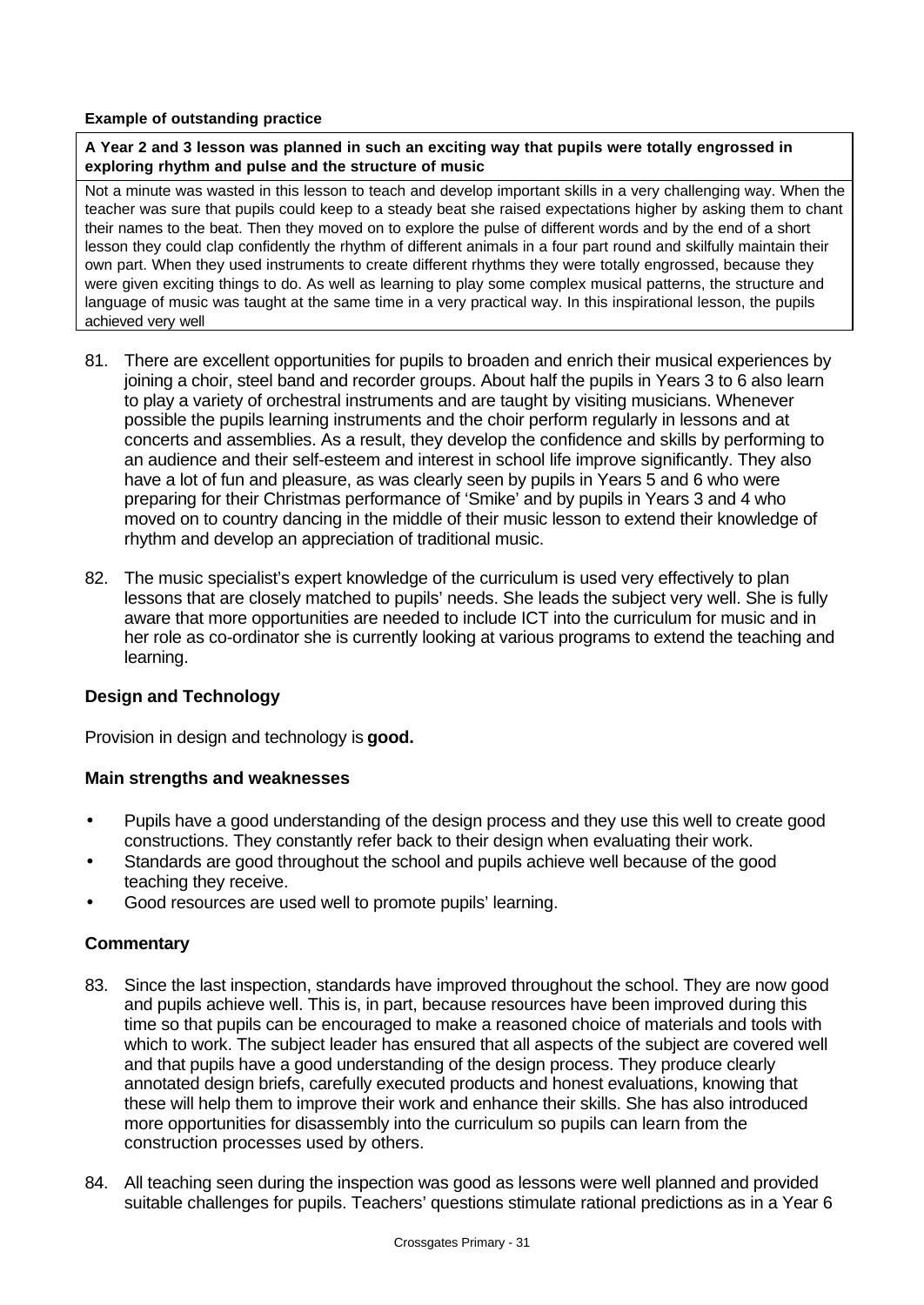**Example of outstanding practice**

| **A Year 2 and 3 lesson was planned in such an exciting way that pupils were totally engrossed in exploring rhythm and pulse and the structure of music** |
|---|
| Not a minute was wasted in this lesson to teach and develop important skills in a very challenging way. When the teacher was sure that pupils could keep to a steady beat she raised expectations higher by asking them to chant their names to the beat. Then they moved on to explore the pulse of different words and by the end of a short lesson they could clap confidently the rhythm of different animals in a four part round and skilfully maintain their own part. When they used instruments to create different rhythms they were totally engrossed, because they were given exciting things to do. As well as learning to play some complex musical patterns, the structure and language of music was taught at the same time in a very practical way. In this inspirational lesson, the pupils achieved very well |

81. There are excellent opportunities for pupils to broaden and enrich their musical experiences by joining a choir, steel band and recorder groups. About half the pupils in Years 3 to 6 also learn to play a variety of orchestral instruments and are taught by visiting musicians. Whenever possible the pupils learning instruments and the choir perform regularly in lessons and at concerts and assemblies. As a result, they develop the confidence and skills by performing to an audience and their self-esteem and interest in school life improve significantly. They also have a lot of fun and pleasure, as was clearly seen by pupils in Years 5 and 6 who were preparing for their Christmas performance of 'Smike' and by pupils in Years 3 and 4 who moved on to country dancing in the middle of their music lesson to extend their knowledge of rhythm and develop an appreciation of traditional music.

82. The music specialist's expert knowledge of the curriculum is used very effectively to plan lessons that are closely matched to pupils' needs. She leads the subject very well. She is fully aware that more opportunities are needed to include ICT into the curriculum for music and in her role as co-ordinator she is currently looking at various programs to extend the teaching and learning.

### Design and Technology

Provision in design and technology is **good.**

#### Main strengths and weaknesses

- Pupils have a good understanding of the design process and they use this well to create good constructions. They constantly refer back to their design when evaluating their work.
- Standards are good throughout the school and pupils achieve well because of the good teaching they receive.
- Good resources are used well to promote pupils' learning.

#### Commentary

83. Since the last inspection, standards have improved throughout the school. They are now good and pupils achieve well. This is, in part, because resources have been improved during this time so that pupils can be encouraged to make a reasoned choice of materials and tools with which to work. The subject leader has ensured that all aspects of the subject are covered well and that pupils have a good understanding of the design process. They produce clearly annotated design briefs, carefully executed products and honest evaluations, knowing that these will help them to improve their work and enhance their skills. She has also introduced more opportunities for disassembly into the curriculum so pupils can learn from the construction processes used by others.

84. All teaching seen during the inspection was good as lessons were well planned and provided suitable challenges for pupils. Teachers' questions stimulate rational predictions as in a Year 6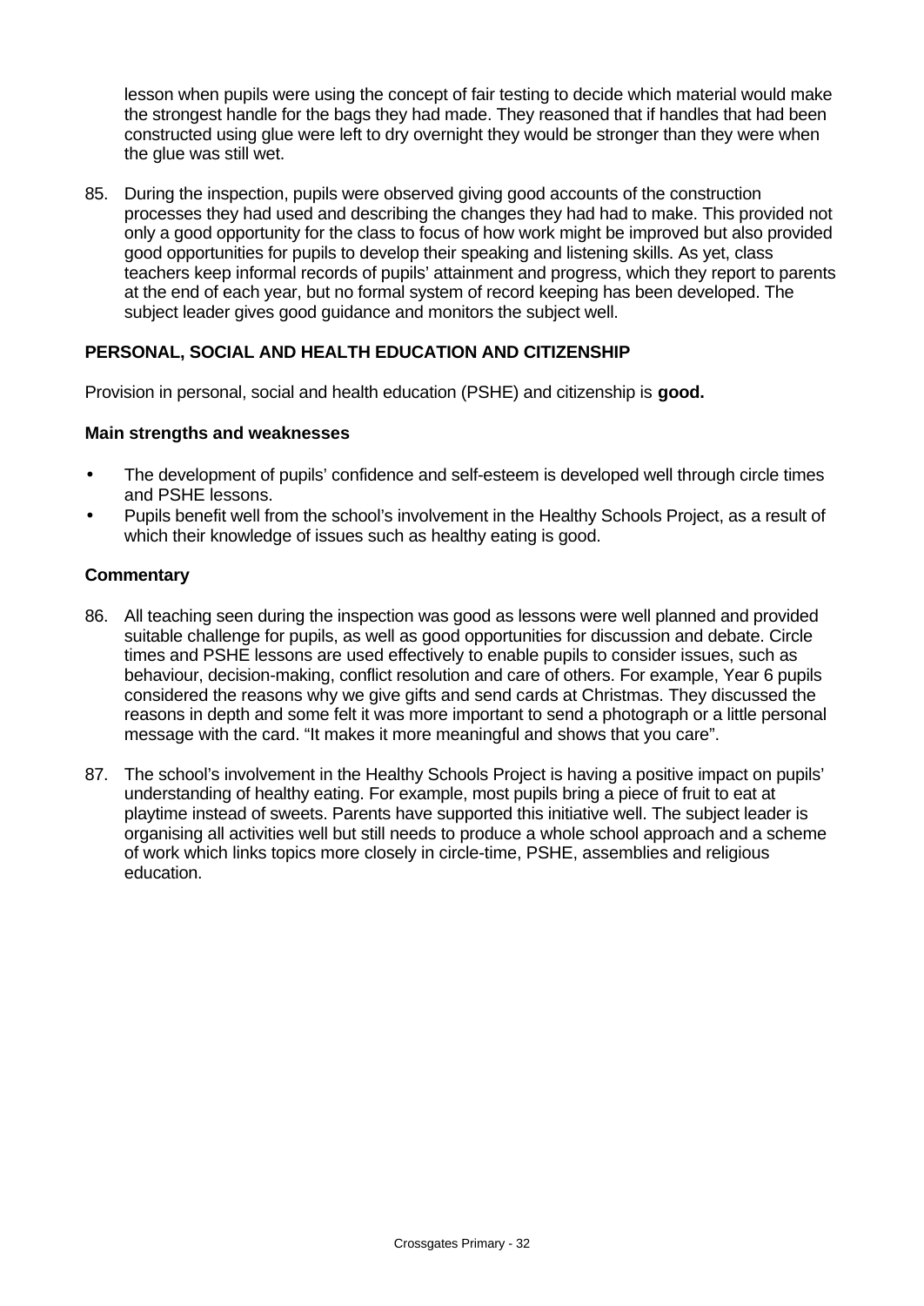lesson when pupils were using the concept of fair testing to decide which material would make the strongest handle for the bags they had made. They reasoned that if handles that had been constructed using glue were left to dry overnight they would be stronger than they were when the glue was still wet.

85. During the inspection, pupils were observed giving good accounts of the construction processes they had used and describing the changes they had had to make. This provided not only a good opportunity for the class to focus of how work might be improved but also provided good opportunities for pupils to develop their speaking and listening skills. As yet, class teachers keep informal records of pupils' attainment and progress, which they report to parents at the end of each year, but no formal system of record keeping has been developed. The subject leader gives good guidance and monitors the subject well.

## PERSONAL, SOCIAL AND HEALTH EDUCATION AND CITIZENSHIP

Provision in personal, social and health education (PSHE) and citizenship is **good.**

### Main strengths and weaknesses

- The development of pupils' confidence and self-esteem is developed well through circle times and PSHE lessons.
- Pupils benefit well from the school's involvement in the Healthy Schools Project, as a result of which their knowledge of issues such as healthy eating is good.

### Commentary

86. All teaching seen during the inspection was good as lessons were well planned and provided suitable challenge for pupils, as well as good opportunities for discussion and debate. Circle times and PSHE lessons are used effectively to enable pupils to consider issues, such as behaviour, decision-making, conflict resolution and care of others. For example, Year 6 pupils considered the reasons why we give gifts and send cards at Christmas. They discussed the reasons in depth and some felt it was more important to send a photograph or a little personal message with the card. "It makes it more meaningful and shows that you care".

87. The school's involvement in the Healthy Schools Project is having a positive impact on pupils' understanding of healthy eating. For example, most pupils bring a piece of fruit to eat at playtime instead of sweets. Parents have supported this initiative well. The subject leader is organising all activities well but still needs to produce a whole school approach and a scheme of work which links topics more closely in circle-time, PSHE, assemblies and religious education.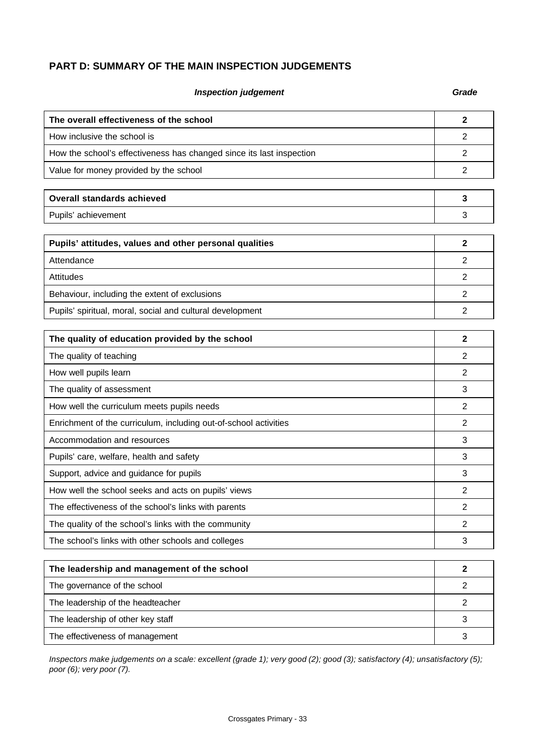## PART D: SUMMARY OF THE MAIN INSPECTION JUDGEMENTS

| *Inspection judgement* | *Grade* |
|---|---|
| **The overall effectiveness of the school** | **2** |
| How inclusive the school is | 2 |
| How the school's effectiveness has changed since its last inspection | 2 |
| Value for money provided by the school | 2 |
| **Overall standards achieved** | **3** |
| Pupils' achievement | 3 |
| **Pupils' attitudes, values and other personal qualities** | **2** |
| Attendance | 2 |
| Attitudes | 2 |
| Behaviour, including the extent of exclusions | 2 |
| Pupils' spiritual, moral, social and cultural development | 2 |
| **The quality of education provided by the school** | **2** |
| The quality of teaching | 2 |
| How well pupils learn | 2 |
| The quality of assessment | 3 |
| How well the curriculum meets pupils needs | 2 |
| Enrichment of the curriculum, including out-of-school activities | 2 |
| Accommodation and resources | 3 |
| Pupils' care, welfare, health and safety | 3 |
| Support, advice and guidance for pupils | 3 |
| How well the school seeks and acts on pupils' views | 2 |
| The effectiveness of the school's links with parents | 2 |
| The quality of the school's links with the community | 2 |
| The school's links with other schools and colleges | 3 |
| **The leadership and management of the school** | **2** |
| The governance of the school | 2 |
| The leadership of the headteacher | 2 |
| The leadership of other key staff | 3 |
| The effectiveness of management | 3 |

*Inspectors make judgements on a scale: excellent (grade 1); very good (2); good (3); satisfactory (4); unsatisfactory (5); poor (6); very poor (7).*